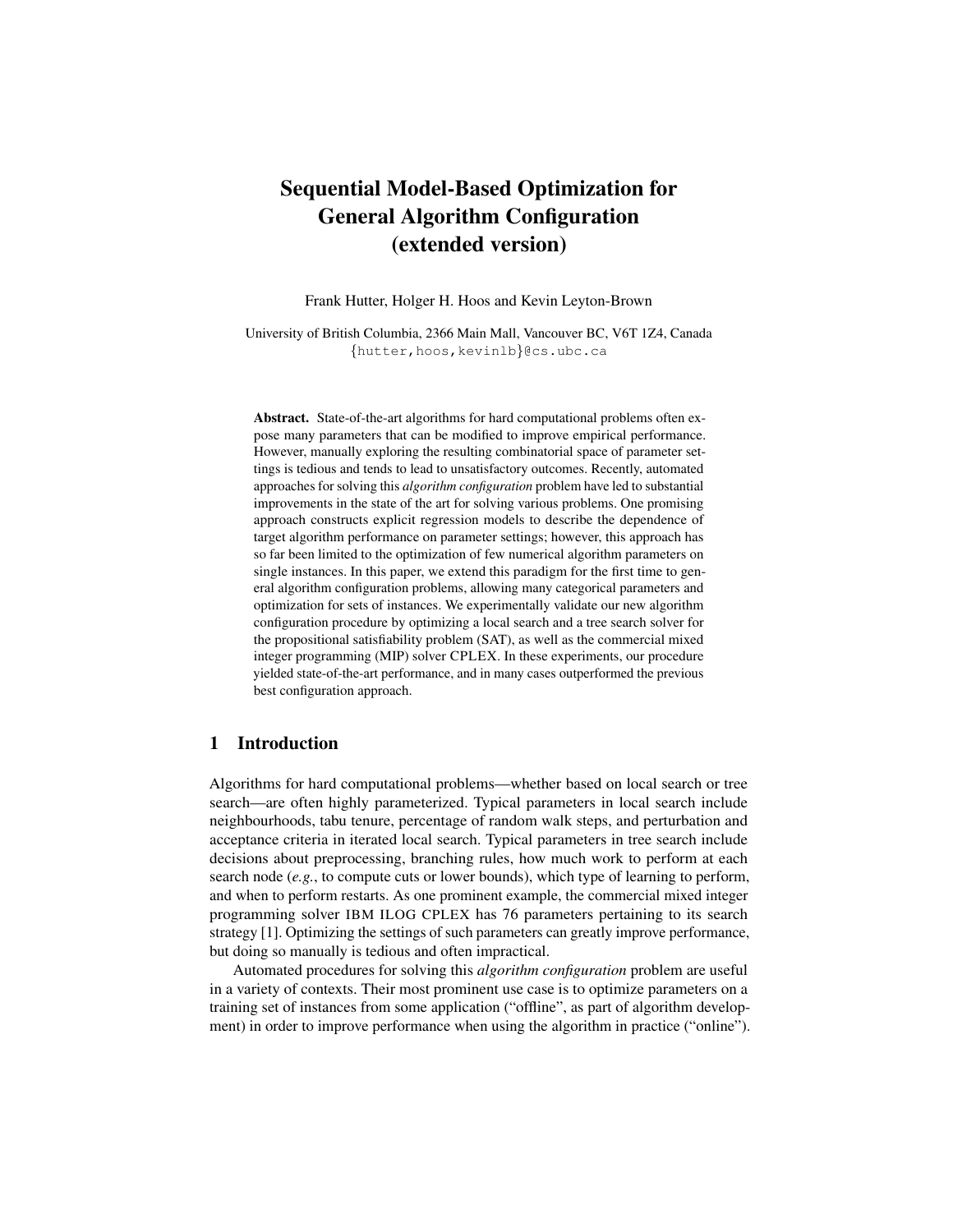# Sequential Model-Based Optimization for General Algorithm Configuration (extended version)

Frank Hutter, Holger H. Hoos and Kevin Leyton-Brown

University of British Columbia, 2366 Main Mall, Vancouver BC, V6T 1Z4, Canada
{hutter,hoos,kevinlb}@cs.ubc.ca

**Abstract.** State-of-the-art algorithms for hard computational problems often expose many parameters that can be modified to improve empirical performance. However, manually exploring the resulting combinatorial space of parameter settings is tedious and tends to lead to unsatisfactory outcomes. Recently, automated approaches for solving this *algorithm configuration* problem have led to substantial improvements in the state of the art for solving various problems. One promising approach constructs explicit regression models to describe the dependence of target algorithm performance on parameter settings; however, this approach has so far been limited to the optimization of few numerical algorithm parameters on single instances. In this paper, we extend this paradigm for the first time to general algorithm configuration problems, allowing many categorical parameters and optimization for sets of instances. We experimentally validate our new algorithm configuration procedure by optimizing a local search and a tree search solver for the propositional satisfiability problem (SAT), as well as the commercial mixed integer programming (MIP) solver CPLEX. In these experiments, our procedure yielded state-of-the-art performance, and in many cases outperformed the previous best configuration approach.

## 1 Introduction

Algorithms for hard computational problems—whether based on local search or tree search—are often highly parameterized. Typical parameters in local search include neighbourhoods, tabu tenure, percentage of random walk steps, and perturbation and acceptance criteria in iterated local search. Typical parameters in tree search include decisions about preprocessing, branching rules, how much work to perform at each search node (*e.g.*, to compute cuts or lower bounds), which type of learning to perform, and when to perform restarts. As one prominent example, the commercial mixed integer programming solver IBM ILOG CPLEX has 76 parameters pertaining to its search strategy [1]. Optimizing the settings of such parameters can greatly improve performance, but doing so manually is tedious and often impractical.

Automated procedures for solving this *algorithm configuration* problem are useful in a variety of contexts. Their most prominent use case is to optimize parameters on a training set of instances from some application ("offline", as part of algorithm development) in order to improve performance when using the algorithm in practice ("online").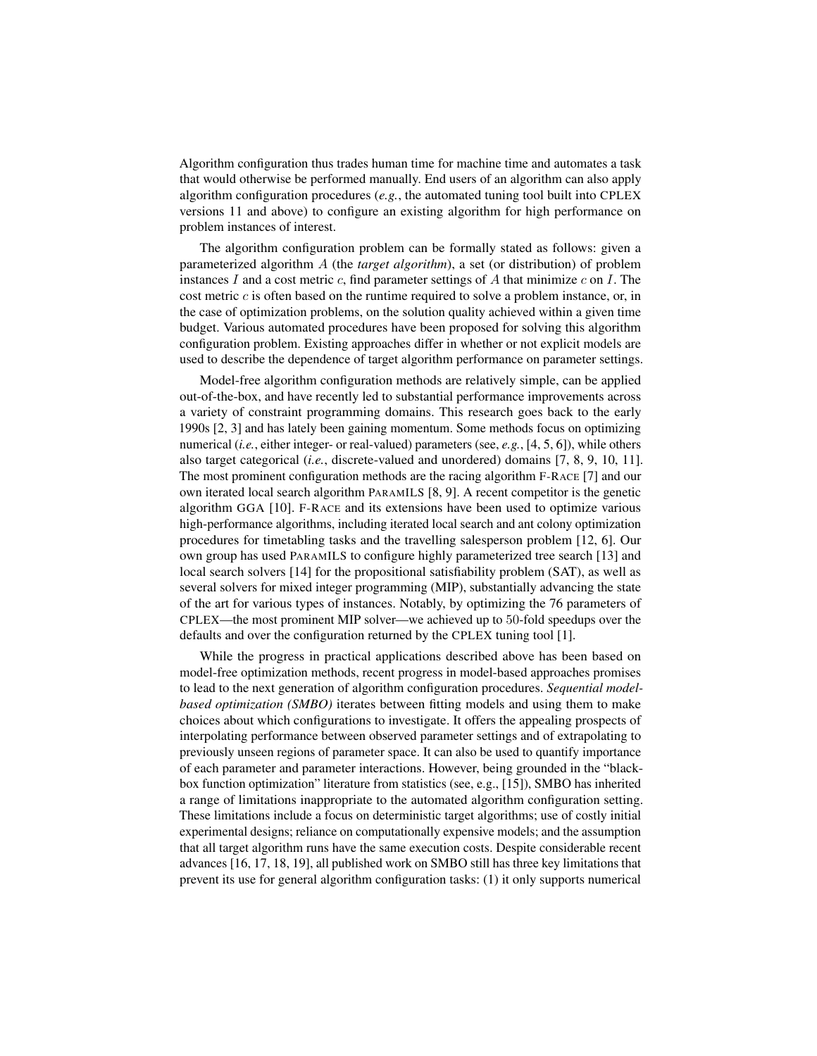Algorithm configuration thus trades human time for machine time and automates a task that would otherwise be performed manually. End users of an algorithm can also apply algorithm configuration procedures (*e.g.*, the automated tuning tool built into CPLEX versions 11 and above) to configure an existing algorithm for high performance on problem instances of interest.

The algorithm configuration problem can be formally stated as follows: given a parameterized algorithm $A$ (the *target algorithm*), a set (or distribution) of problem instances $I$ and a cost metric $c$, find parameter settings of $A$ that minimize $c$ on $I$. The cost metric $c$ is often based on the runtime required to solve a problem instance, or, in the case of optimization problems, on the solution quality achieved within a given time budget. Various automated procedures have been proposed for solving this algorithm configuration problem. Existing approaches differ in whether or not explicit models are used to describe the dependence of target algorithm performance on parameter settings.

Model-free algorithm configuration methods are relatively simple, can be applied out-of-the-box, and have recently led to substantial performance improvements across a variety of constraint programming domains. This research goes back to the early 1990s [2, 3] and has lately been gaining momentum. Some methods focus on optimizing numerical (*i.e.*, either integer- or real-valued) parameters (see, *e.g.*, [4, 5, 6]), while others also target categorical (*i.e.*, discrete-valued and unordered) domains [7, 8, 9, 10, 11]. The most prominent configuration methods are the racing algorithm F-RACE [7] and our own iterated local search algorithm PARAMILS [8, 9]. A recent competitor is the genetic algorithm GGA [10]. F-RACE and its extensions have been used to optimize various high-performance algorithms, including iterated local search and ant colony optimization procedures for timetabling tasks and the travelling salesperson problem [12, 6]. Our own group has used PARAMILS to configure highly parameterized tree search [13] and local search solvers [14] for the propositional satisfiability problem (SAT), as well as several solvers for mixed integer programming (MIP), substantially advancing the state of the art for various types of instances. Notably, by optimizing the 76 parameters of CPLEX—the most prominent MIP solver—we achieved up to 50-fold speedups over the defaults and over the configuration returned by the CPLEX tuning tool [1].

While the progress in practical applications described above has been based on model-free optimization methods, recent progress in model-based approaches promises to lead to the next generation of algorithm configuration procedures. *Sequential model-based optimization (SMBO)* iterates between fitting models and using them to make choices about which configurations to investigate. It offers the appealing prospects of interpolating performance between observed parameter settings and of extrapolating to previously unseen regions of parameter space. It can also be used to quantify importance of each parameter and parameter interactions. However, being grounded in the "black-box function optimization" literature from statistics (see, e.g., [15]), SMBO has inherited a range of limitations inappropriate to the automated algorithm configuration setting. These limitations include a focus on deterministic target algorithms; use of costly initial experimental designs; reliance on computationally expensive models; and the assumption that all target algorithm runs have the same execution costs. Despite considerable recent advances [16, 17, 18, 19], all published work on SMBO still has three key limitations that prevent its use for general algorithm configuration tasks: (1) it only supports numerical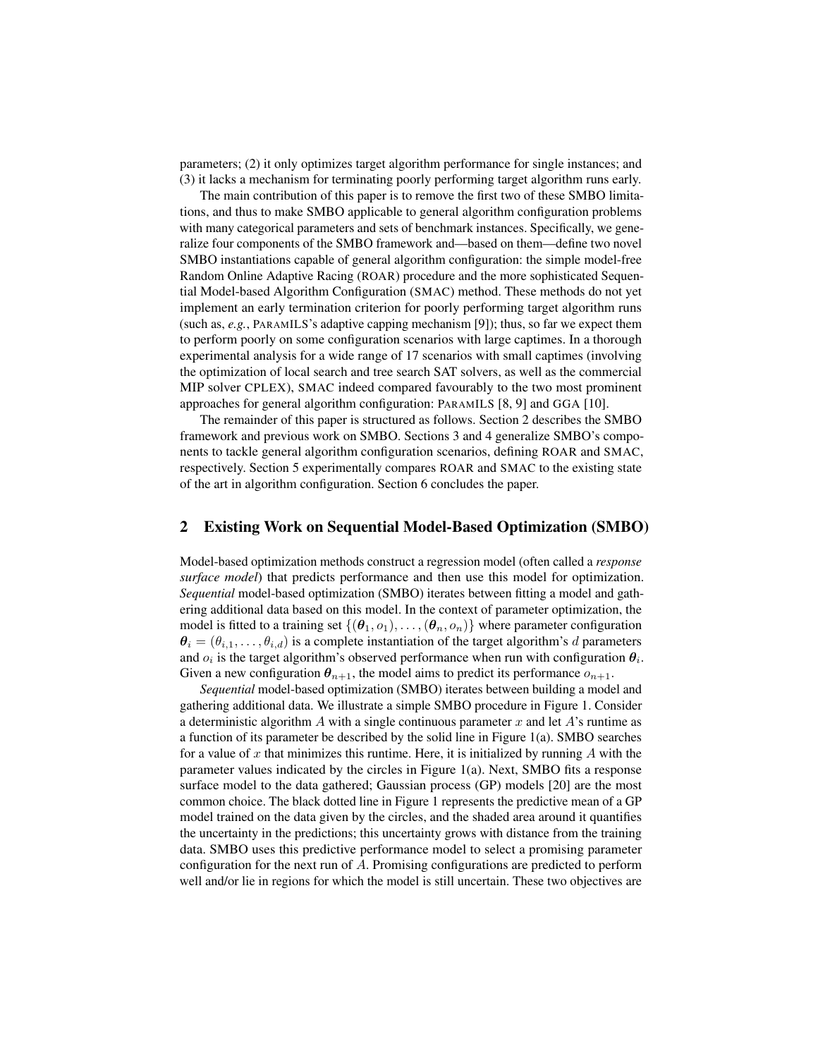parameters; (2) it only optimizes target algorithm performance for single instances; and (3) it lacks a mechanism for terminating poorly performing target algorithm runs early.

The main contribution of this paper is to remove the first two of these SMBO limitations, and thus to make SMBO applicable to general algorithm configuration problems with many categorical parameters and sets of benchmark instances. Specifically, we generalize four components of the SMBO framework and—based on them—define two novel SMBO instantiations capable of general algorithm configuration: the simple model-free Random Online Adaptive Racing (ROAR) procedure and the more sophisticated Sequential Model-based Algorithm Configuration (SMAC) method. These methods do not yet implement an early termination criterion for poorly performing target algorithm runs (such as, *e.g.*, PARAMILS's adaptive capping mechanism [9]); thus, so far we expect them to perform poorly on some configuration scenarios with large captimes. In a thorough experimental analysis for a wide range of 17 scenarios with small captimes (involving the optimization of local search and tree search SAT solvers, as well as the commercial MIP solver CPLEX), SMAC indeed compared favourably to the two most prominent approaches for general algorithm configuration: PARAMILS [8, 9] and GGA [10].

The remainder of this paper is structured as follows. Section 2 describes the SMBO framework and previous work on SMBO. Sections 3 and 4 generalize SMBO's components to tackle general algorithm configuration scenarios, defining ROAR and SMAC, respectively. Section 5 experimentally compares ROAR and SMAC to the existing state of the art in algorithm configuration. Section 6 concludes the paper.

## 2 Existing Work on Sequential Model-Based Optimization (SMBO)

Model-based optimization methods construct a regression model (often called a *response surface model*) that predicts performance and then use this model for optimization. *Sequential* model-based optimization (SMBO) iterates between fitting a model and gathering additional data based on this model. In the context of parameter optimization, the model is fitted to a training set $\{(\boldsymbol{\theta}_1, o_1), \ldots, (\boldsymbol{\theta}_n, o_n)\}$ where parameter configuration $\boldsymbol{\theta}_i = (\theta_{i,1}, \ldots, \theta_{i,d})$ is a complete instantiation of the target algorithm's $d$ parameters and $o_i$ is the target algorithm's observed performance when run with configuration $\boldsymbol{\theta}_i$. Given a new configuration $\boldsymbol{\theta}_{n+1}$, the model aims to predict its performance $o_{n+1}$.

*Sequential* model-based optimization (SMBO) iterates between building a model and gathering additional data. We illustrate a simple SMBO procedure in Figure 1. Consider a deterministic algorithm $A$ with a single continuous parameter $x$ and let $A$'s runtime as a function of its parameter be described by the solid line in Figure 1(a). SMBO searches for a value of $x$ that minimizes this runtime. Here, it is initialized by running $A$ with the parameter values indicated by the circles in Figure 1(a). Next, SMBO fits a response surface model to the data gathered; Gaussian process (GP) models [20] are the most common choice. The black dotted line in Figure 1 represents the predictive mean of a GP model trained on the data given by the circles, and the shaded area around it quantifies the uncertainty in the predictions; this uncertainty grows with distance from the training data. SMBO uses this predictive performance model to select a promising parameter configuration for the next run of $A$. Promising configurations are predicted to perform well and/or lie in regions for which the model is still uncertain. These two objectives are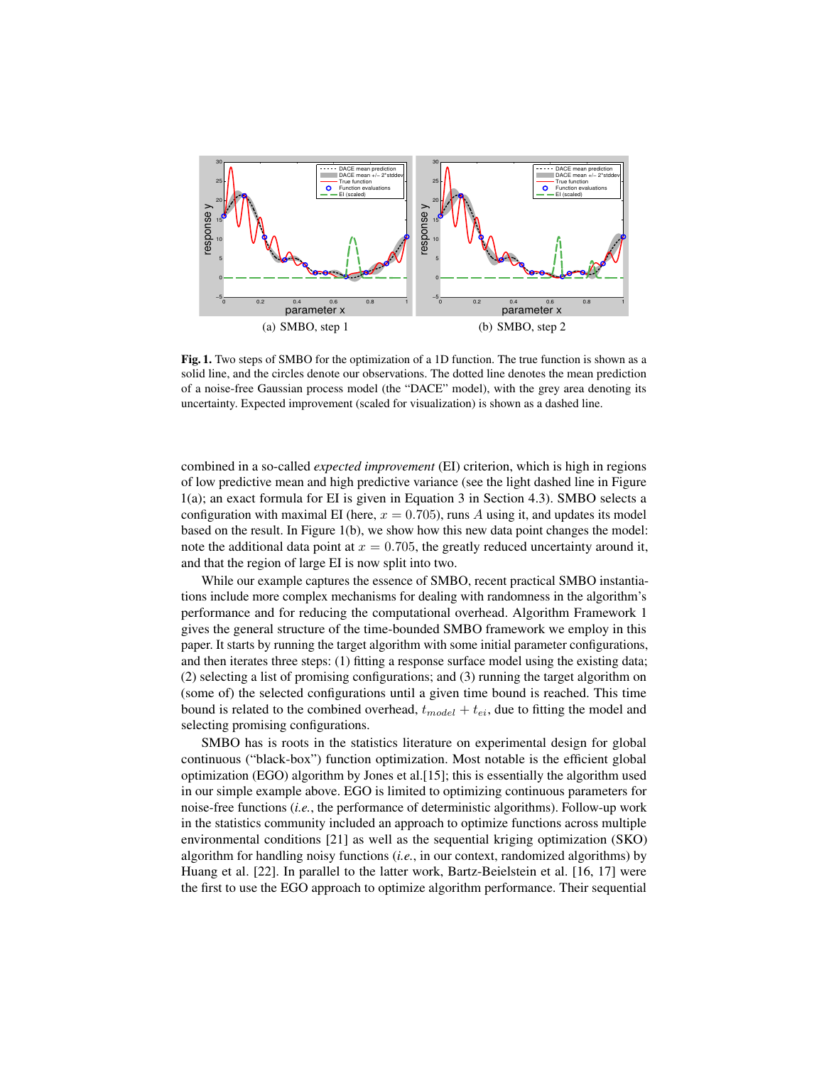(a) SMBO, step 1

(b) SMBO, step 2

**Fig. 1.** Two steps of SMBO for the optimization of a 1D function. The true function is shown as a solid line, and the circles denote our observations. The dotted line denotes the mean prediction of a noise-free Gaussian process model (the "DACE" model), with the grey area denoting its uncertainty. Expected improvement (scaled for visualization) is shown as a dashed line.

combined in a so-called *expected improvement* (EI) criterion, which is high in regions of low predictive mean and high predictive variance (see the light dashed line in Figure 1(a); an exact formula for EI is given in Equation 3 in Section 4.3). SMBO selects a configuration with maximal EI (here, $x = 0.705$), runs $A$ using it, and updates its model based on the result. In Figure 1(b), we show how this new data point changes the model: note the additional data point at $x = 0.705$, the greatly reduced uncertainty around it, and that the region of large EI is now split into two.

While our example captures the essence of SMBO, recent practical SMBO instantiations include more complex mechanisms for dealing with randomness in the algorithm's performance and for reducing the computational overhead. Algorithm Framework 1 gives the general structure of the time-bounded SMBO framework we employ in this paper. It starts by running the target algorithm with some initial parameter configurations, and then iterates three steps: (1) fitting a response surface model using the existing data; (2) selecting a list of promising configurations; and (3) running the target algorithm on (some of) the selected configurations until a given time bound is reached. This time bound is related to the combined overhead, $t_{model} + t_{ei}$, due to fitting the model and selecting promising configurations.

SMBO has is roots in the statistics literature on experimental design for global continuous ("black-box") function optimization. Most notable is the efficient global optimization (EGO) algorithm by Jones et al.[15]; this is essentially the algorithm used in our simple example above. EGO is limited to optimizing continuous parameters for noise-free functions (*i.e.*, the performance of deterministic algorithms). Follow-up work in the statistics community included an approach to optimize functions across multiple environmental conditions [21] as well as the sequential kriging optimization (SKO) algorithm for handling noisy functions (*i.e.*, in our context, randomized algorithms) by Huang et al. [22]. In parallel to the latter work, Bartz-Beielstein et al. [16, 17] were the first to use the EGO approach to optimize algorithm performance. Their sequential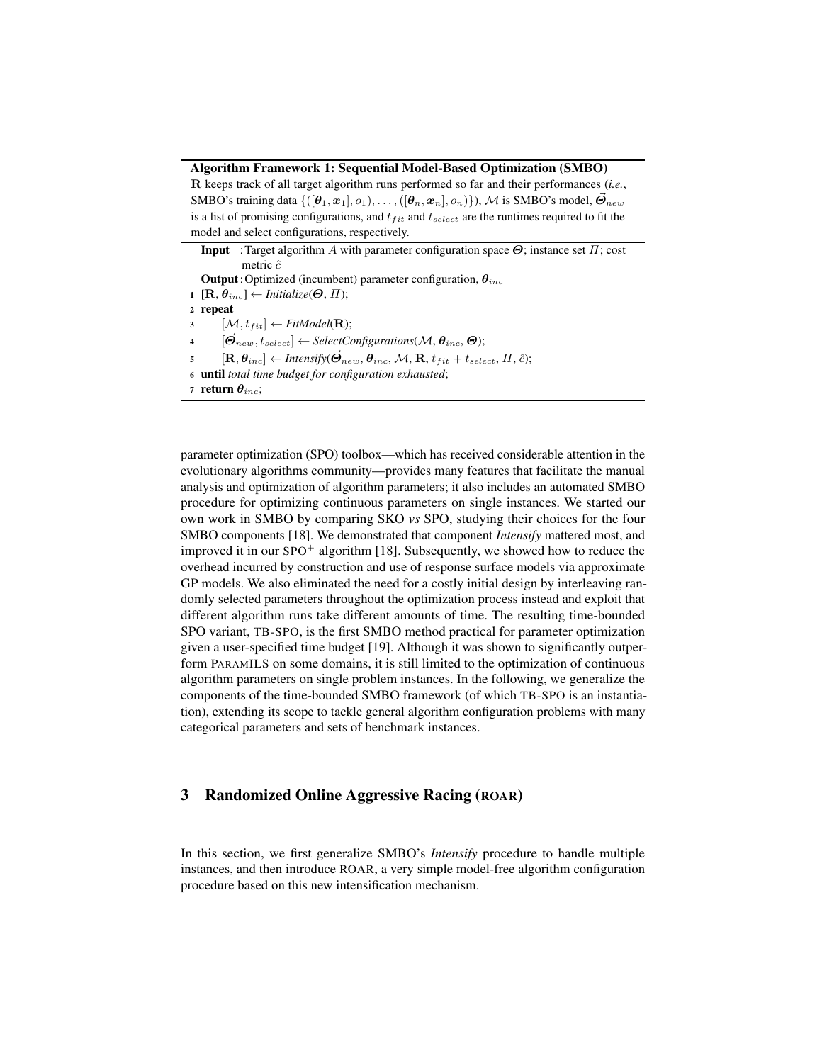**Algorithm Framework 1: Sequential Model-Based Optimization (SMBO)**

$\mathbf{R}$ keeps track of all target algorithm runs performed so far and their performances (*i.e.*, SMBO's training data $\{([\boldsymbol{\theta}_1, \boldsymbol{x}_1], o_1), \ldots, ([\boldsymbol{\theta}_n, \boldsymbol{x}_n], o_n)\}$), $\mathcal{M}$ is SMBO's model, $\vec{\boldsymbol{\Theta}}_{new}$ is a list of promising configurations, and $t_{fit}$ and $t_{select}$ are the runtimes required to fit the model and select configurations, respectively.

**Input** : Target algorithm $A$ with parameter configuration space $\boldsymbol{\Theta}$; instance set $\Pi$; cost metric $\hat{c}$

**Output** : Optimized (incumbent) parameter configuration, $\boldsymbol{\theta}_{inc}$

```
1 [R, θ_inc] ← Initialize(Θ, Π);
2 repeat
3     [M, t_fit] ← FitModel(R);
4     [Θ_new, t_select] ← SelectConfigurations(M, θ_inc, Θ);
5     [R, θ_inc] ← Intensify(Θ_new, θ_inc, M, R, t_fit + t_select, Π, ĉ);
6 until total time budget for configuration exhausted;
7 return θ_inc;
```

parameter optimization (SPO) toolbox—which has received considerable attention in the evolutionary algorithms community—provides many features that facilitate the manual analysis and optimization of algorithm parameters; it also includes an automated SMBO procedure for optimizing continuous parameters on single instances. We started our own work in SMBO by comparing SKO *vs* SPO, studying their choices for the four SMBO components [18]. We demonstrated that component *Intensify* mattered most, and improved it in our SPO$^+$ algorithm [18]. Subsequently, we showed how to reduce the overhead incurred by construction and use of response surface models via approximate GP models. We also eliminated the need for a costly initial design by interleaving randomly selected parameters throughout the optimization process instead and exploit that different algorithm runs take different amounts of time. The resulting time-bounded SPO variant, TB-SPO, is the first SMBO method practical for parameter optimization given a user-specified time budget [19]. Although it was shown to significantly outperform PARAMILS on some domains, it is still limited to the optimization of continuous algorithm parameters on single problem instances. In the following, we generalize the components of the time-bounded SMBO framework (of which TB-SPO is an instantiation), extending its scope to tackle general algorithm configuration problems with many categorical parameters and sets of benchmark instances.

## 3 Randomized Online Aggressive Racing (ROAR)

In this section, we first generalize SMBO's *Intensify* procedure to handle multiple instances, and then introduce ROAR, a very simple model-free algorithm configuration procedure based on this new intensification mechanism.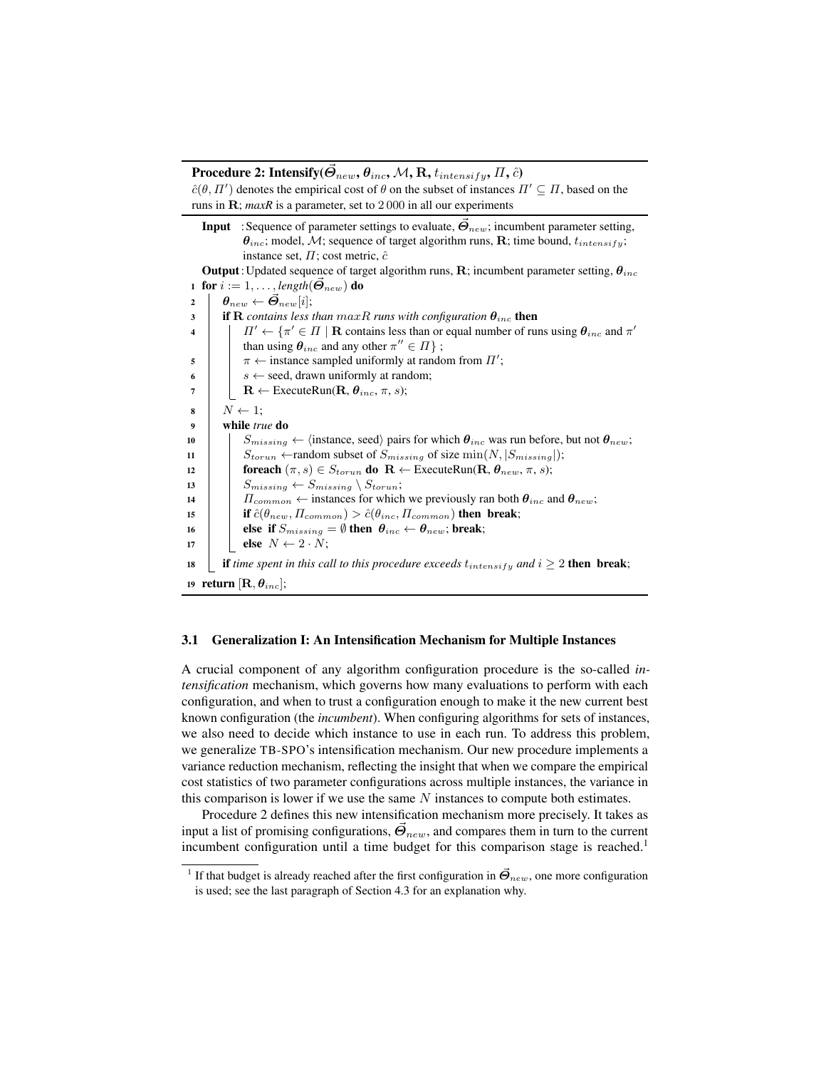**Procedure 2: Intensify($\vec{\Theta}_{new}$, $\boldsymbol{\theta}_{inc}$, $\mathcal{M}$, $\mathbf{R}$, $t_{intensify}$, $\Pi$, $\hat{c}$)**

$\hat{c}(\theta, \Pi')$ denotes the empirical cost of $\theta$ on the subset of instances $\Pi' \subseteq \Pi$, based on the runs in $\mathbf{R}$; *maxR* is a parameter, set to 2 000 in all our experiments

```
Input  : Sequence of parameter settings to evaluate, Θ⃗_new; incumbent parameter setting,
         θ_inc; model, M; sequence of target algorithm runs, R; time bound, t_intensify;
         instance set, Π; cost metric, ĉ
Output : Updated sequence of target algorithm runs, R; incumbent parameter setting, θ_inc
1  for i := 1, ..., length(Θ⃗_new) do
2      θ_new ← Θ⃗_new[i];
3      if R contains less than maxR runs with configuration θ_inc then
4          Π' ← {π' ∈ Π | R contains less than or equal number of runs using θ_inc and π'
               than using θ_inc and any other π'' ∈ Π} ;
5          π ← instance sampled uniformly at random from Π';
6          s ← seed, drawn uniformly at random;
7          R ← ExecuteRun(R, θ_inc, π, s);
8      N ← 1;
9      while true do
10         S_missing ← ⟨instance, seed⟩ pairs for which θ_inc was run before, but not θ_new;
11         S_torun ← random subset of S_missing of size min(N, |S_missing|);
12         foreach (π, s) ∈ S_torun do R ← ExecuteRun(R, θ_new, π, s);
13         S_missing ← S_missing \ S_torun;
14         Π_common ← instances for which we previously ran both θ_inc and θ_new;
15         if ĉ(θ_new, Π_common) > ĉ(θ_inc, Π_common) then break;
16         else if S_missing = ∅ then θ_inc ← θ_new; break;
17         else N ← 2 · N;
18     if time spent in this call to this procedure exceeds t_intensify and i ≥ 2 then break;
19 return [R, θ_inc];
```

### 3.1 Generalization I: An Intensification Mechanism for Multiple Instances

A crucial component of any algorithm configuration procedure is the so-called *intensification* mechanism, which governs how many evaluations to perform with each configuration, and when to trust a configuration enough to make it the new current best known configuration (the *incumbent*). When configuring algorithms for sets of instances, we also need to decide which instance to use in each run. To address this problem, we generalize TB-SPO's intensification mechanism. Our new procedure implements a variance reduction mechanism, reflecting the insight that when we compare the empirical cost statistics of two parameter configurations across multiple instances, the variance in this comparison is lower if we use the same $N$ instances to compute both estimates.

Procedure 2 defines this new intensification mechanism more precisely. It takes as input a list of promising configurations, $\vec{\Theta}_{new}$, and compares them in turn to the current incumbent configuration until a time budget for this comparison stage is reached.[1]

[1] If that budget is already reached after the first configuration in $\vec{\Theta}_{new}$, one more configuration is used; see the last paragraph of Section 4.3 for an explanation why.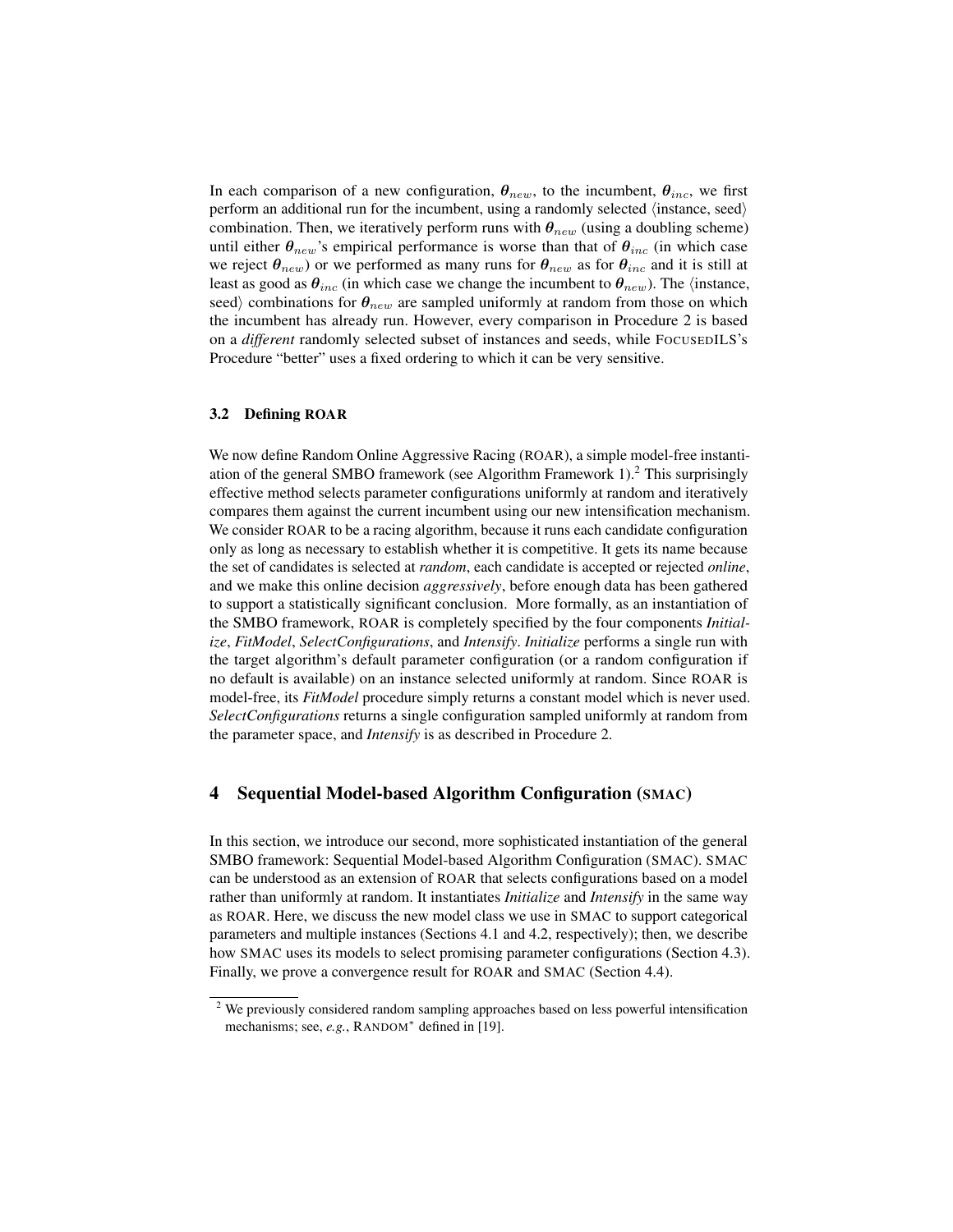In each comparison of a new configuration, $\boldsymbol{\theta}_{new}$, to the incumbent, $\boldsymbol{\theta}_{inc}$, we first perform an additional run for the incumbent, using a randomly selected ⟨instance, seed⟩ combination. Then, we iteratively perform runs with $\boldsymbol{\theta}_{new}$ (using a doubling scheme) until either $\boldsymbol{\theta}_{new}$'s empirical performance is worse than that of $\boldsymbol{\theta}_{inc}$ (in which case we reject $\boldsymbol{\theta}_{new}$) or we performed as many runs for $\boldsymbol{\theta}_{new}$ as for $\boldsymbol{\theta}_{inc}$ and it is still at least as good as $\boldsymbol{\theta}_{inc}$ (in which case we change the incumbent to $\boldsymbol{\theta}_{new}$). The ⟨instance, seed⟩ combinations for $\boldsymbol{\theta}_{new}$ are sampled uniformly at random from those on which the incumbent has already run. However, every comparison in Procedure 2 is based on a *different* randomly selected subset of instances and seeds, while FOCUSEDILS's Procedure "better" uses a fixed ordering to which it can be very sensitive.

### 3.2 Defining ROAR

We now define Random Online Aggressive Racing (ROAR), a simple model-free instantiation of the general SMBO framework (see Algorithm Framework 1).[2] This surprisingly effective method selects parameter configurations uniformly at random and iteratively compares them against the current incumbent using our new intensification mechanism. We consider ROAR to be a racing algorithm, because it runs each candidate configuration only as long as necessary to establish whether it is competitive. It gets its name because the set of candidates is selected at *random*, each candidate is accepted or rejected *online*, and we make this online decision *aggressively*, before enough data has been gathered to support a statistically significant conclusion. More formally, as an instantiation of the SMBO framework, ROAR is completely specified by the four components *Initialize*, *FitModel*, *SelectConfigurations*, and *Intensify*. *Initialize* performs a single run with the target algorithm's default parameter configuration (or a random configuration if no default is available) on an instance selected uniformly at random. Since ROAR is model-free, its *FitModel* procedure simply returns a constant model which is never used. *SelectConfigurations* returns a single configuration sampled uniformly at random from the parameter space, and *Intensify* is as described in Procedure 2.

## 4 Sequential Model-based Algorithm Configuration (SMAC)

In this section, we introduce our second, more sophisticated instantiation of the general SMBO framework: Sequential Model-based Algorithm Configuration (SMAC). SMAC can be understood as an extension of ROAR that selects configurations based on a model rather than uniformly at random. It instantiates *Initialize* and *Intensify* in the same way as ROAR. Here, we discuss the new model class we use in SMAC to support categorical parameters and multiple instances (Sections 4.1 and 4.2, respectively); then, we describe how SMAC uses its models to select promising parameter configurations (Section 4.3). Finally, we prove a convergence result for ROAR and SMAC (Section 4.4).

[2] We previously considered random sampling approaches based on less powerful intensification mechanisms; see, *e.g.*, RANDOM* defined in [19].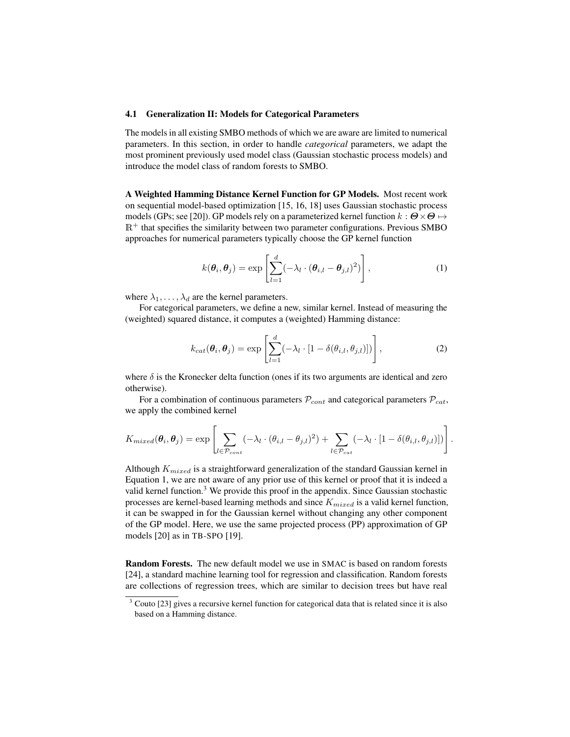### 4.1 Generalization II: Models for Categorical Parameters

The models in all existing SMBO methods of which we are aware are limited to numerical parameters. In this section, in order to handle *categorical* parameters, we adapt the most prominent previously used model class (Gaussian stochastic process models) and introduce the model class of random forests to SMBO.

**A Weighted Hamming Distance Kernel Function for GP Models.** Most recent work on sequential model-based optimization [15, 16, 18] uses Gaussian stochastic process models (GPs; see [20]). GP models rely on a parameterized kernel function $k : \boldsymbol{\Theta} \times \boldsymbol{\Theta} \mapsto \mathbb{R}^+$ that specifies the similarity between two parameter configurations. Previous SMBO approaches for numerical parameters typically choose the GP kernel function

$$k(\boldsymbol{\theta}_i, \boldsymbol{\theta}_j) = \exp\left[\sum_{l=1}^{d}(-\lambda_l \cdot (\boldsymbol{\theta}_{i,l} - \boldsymbol{\theta}_{j,l})^2)\right], \tag{1}$$

where $\lambda_1, \ldots, \lambda_d$ are the kernel parameters.

For categorical parameters, we define a new, similar kernel. Instead of measuring the (weighted) squared distance, it computes a (weighted) Hamming distance:

$$k_{cat}(\boldsymbol{\theta}_i, \boldsymbol{\theta}_j) = \exp\left[\sum_{l=1}^{d}(-\lambda_l \cdot [1 - \delta(\theta_{i,l}, \theta_{j,l})])\right], \tag{2}$$

where $\delta$ is the Kronecker delta function (ones if its two arguments are identical and zero otherwise).

For a combination of continuous parameters $\mathcal{P}_{cont}$ and categorical parameters $\mathcal{P}_{cat}$, we apply the combined kernel

$$K_{mixed}(\boldsymbol{\theta}_i, \boldsymbol{\theta}_j) = \exp\left[\sum_{l \in \mathcal{P}_{cont}}(-\lambda_l \cdot (\theta_{i,l} - \theta_{j,l})^2) + \sum_{l \in \mathcal{P}_{cat}}(-\lambda_l \cdot [1 - \delta(\theta_{i,l}, \theta_{j,l})])\right].$$

Although $K_{mixed}$ is a straightforward generalization of the standard Gaussian kernel in Equation 1, we are not aware of any prior use of this kernel or proof that it is indeed a valid kernel function.[3] We provide this proof in the appendix. Since Gaussian stochastic processes are kernel-based learning methods and since $K_{mixed}$ is a valid kernel function, it can be swapped in for the Gaussian kernel without changing any other component of the GP model. Here, we use the same projected process (PP) approximation of GP models [20] as in TB-SPO [19].

**Random Forests.** The new default model we use in SMAC is based on random forests [24], a standard machine learning tool for regression and classification. Random forests are collections of regression trees, which are similar to decision trees but have real

[3] Couto [23] gives a recursive kernel function for categorical data that is related since it is also based on a Hamming distance.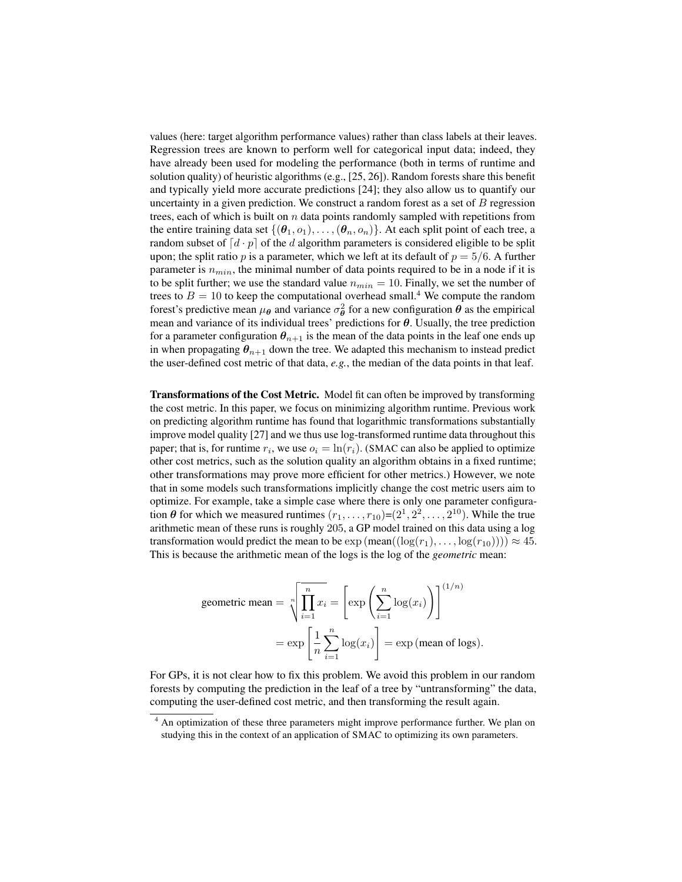values (here: target algorithm performance values) rather than class labels at their leaves. Regression trees are known to perform well for categorical input data; indeed, they have already been used for modeling the performance (both in terms of runtime and solution quality) of heuristic algorithms (e.g., [25, 26]). Random forests share this benefit and typically yield more accurate predictions [24]; they also allow us to quantify our uncertainty in a given prediction. We construct a random forest as a set of $B$ regression trees, each of which is built on $n$ data points randomly sampled with repetitions from the entire training data set $\{(\boldsymbol{\theta}_1, o_1), \ldots, (\boldsymbol{\theta}_n, o_n)\}$. At each split point of each tree, a random subset of $\lceil d \cdot p \rceil$ of the $d$ algorithm parameters is considered eligible to be split upon; the split ratio $p$ is a parameter, which we left at its default of $p = 5/6$. A further parameter is $n_{min}$, the minimal number of data points required to be in a node if it is to be split further; we use the standard value $n_{min} = 10$. Finally, we set the number of trees to $B = 10$ to keep the computational overhead small.[4] We compute the random forest's predictive mean $\mu_{\boldsymbol{\theta}}$ and variance $\sigma^2_{\boldsymbol{\theta}}$ for a new configuration $\boldsymbol{\theta}$ as the empirical mean and variance of its individual trees' predictions for $\boldsymbol{\theta}$. Usually, the tree prediction for a parameter configuration $\boldsymbol{\theta}_{n+1}$ is the mean of the data points in the leaf one ends up in when propagating $\boldsymbol{\theta}_{n+1}$ down the tree. We adapted this mechanism to instead predict the user-defined cost metric of that data, *e.g.*, the median of the data points in that leaf.

**Transformations of the Cost Metric.** Model fit can often be improved by transforming the cost metric. In this paper, we focus on minimizing algorithm runtime. Previous work on predicting algorithm runtime has found that logarithmic transformations substantially improve model quality [27] and we thus use log-transformed runtime data throughout this paper; that is, for runtime $r_i$, we use $o_i = \ln(r_i)$. (SMAC can also be applied to optimize other cost metrics, such as the solution quality an algorithm obtains in a fixed runtime; other transformations may prove more efficient for other metrics.) However, we note that in some models such transformations implicitly change the cost metric users aim to optimize. For example, take a simple case where there is only one parameter configuration $\boldsymbol{\theta}$ for which we measured runtimes $(r_1, \ldots, r_{10})$=$(2^1, 2^2, \ldots, 2^{10})$. While the true arithmetic mean of these runs is roughly 205, a GP model trained on this data using a log transformation would predict the mean to be $\exp(\text{mean}((\log(r_1), \ldots, \log(r_{10})))) \approx 45$. This is because the arithmetic mean of the logs is the log of the *geometric* mean:

$$\text{geometric mean} = \sqrt[n]{\prod_{i=1}^{n} x_i} = \left[\exp\left(\sum_{i=1}^{n} \log(x_i)\right)\right]^{(1/n)}$$

$$= \exp\left[\frac{1}{n}\sum_{i=1}^{n} \log(x_i)\right] = \exp(\text{mean of logs}).$$

For GPs, it is not clear how to fix this problem. We avoid this problem in our random forests by computing the prediction in the leaf of a tree by "untransforming" the data, computing the user-defined cost metric, and then transforming the result again.

[4] An optimization of these three parameters might improve performance further. We plan on studying this in the context of an application of SMAC to optimizing its own parameters.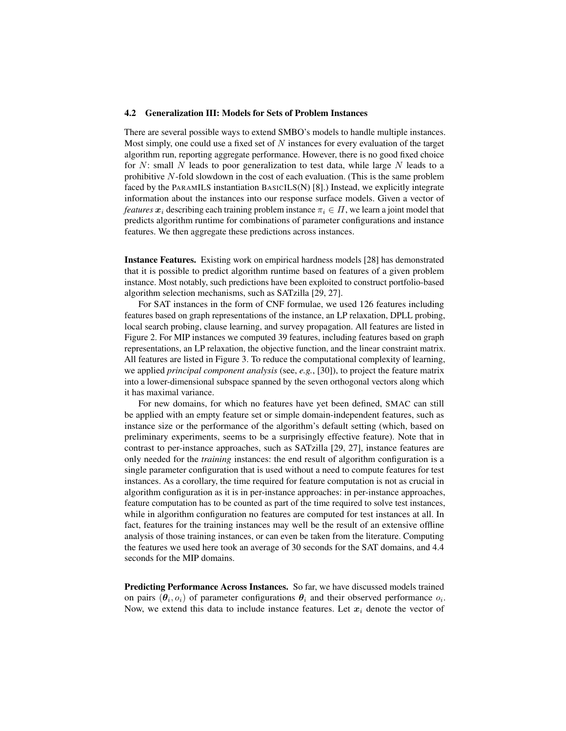### 4.2 Generalization III: Models for Sets of Problem Instances

There are several possible ways to extend SMBO's models to handle multiple instances. Most simply, one could use a fixed set of $N$ instances for every evaluation of the target algorithm run, reporting aggregate performance. However, there is no good fixed choice for $N$: small $N$ leads to poor generalization to test data, while large $N$ leads to a prohibitive $N$-fold slowdown in the cost of each evaluation. (This is the same problem faced by the PARAMILS instantiation BASICILS(N) [8].) Instead, we explicitly integrate information about the instances into our response surface models. Given a vector of *features* $\boldsymbol{x}_i$ describing each training problem instance $\pi_i \in \Pi$, we learn a joint model that predicts algorithm runtime for combinations of parameter configurations and instance features. We then aggregate these predictions across instances.

**Instance Features.** Existing work on empirical hardness models [28] has demonstrated that it is possible to predict algorithm runtime based on features of a given problem instance. Most notably, such predictions have been exploited to construct portfolio-based algorithm selection mechanisms, such as SATzilla [29, 27].

For SAT instances in the form of CNF formulae, we used 126 features including features based on graph representations of the instance, an LP relaxation, DPLL probing, local search probing, clause learning, and survey propagation. All features are listed in Figure 2. For MIP instances we computed 39 features, including features based on graph representations, an LP relaxation, the objective function, and the linear constraint matrix. All features are listed in Figure 3. To reduce the computational complexity of learning, we applied *principal component analysis* (see, *e.g.*, [30]), to project the feature matrix into a lower-dimensional subspace spanned by the seven orthogonal vectors along which it has maximal variance.

For new domains, for which no features have yet been defined, SMAC can still be applied with an empty feature set or simple domain-independent features, such as instance size or the performance of the algorithm's default setting (which, based on preliminary experiments, seems to be a surprisingly effective feature). Note that in contrast to per-instance approaches, such as SATzilla [29, 27], instance features are only needed for the *training* instances: the end result of algorithm configuration is a single parameter configuration that is used without a need to compute features for test instances. As a corollary, the time required for feature computation is not as crucial in algorithm configuration as it is in per-instance approaches: in per-instance approaches, feature computation has to be counted as part of the time required to solve test instances, while in algorithm configuration no features are computed for test instances at all. In fact, features for the training instances may well be the result of an extensive offline analysis of those training instances, or can even be taken from the literature. Computing the features we used here took an average of 30 seconds for the SAT domains, and 4.4 seconds for the MIP domains.

**Predicting Performance Across Instances.** So far, we have discussed models trained on pairs $(\boldsymbol{\theta}_i, o_i)$ of parameter configurations $\boldsymbol{\theta}_i$ and their observed performance $o_i$. Now, we extend this data to include instance features. Let $\boldsymbol{x}_i$ denote the vector of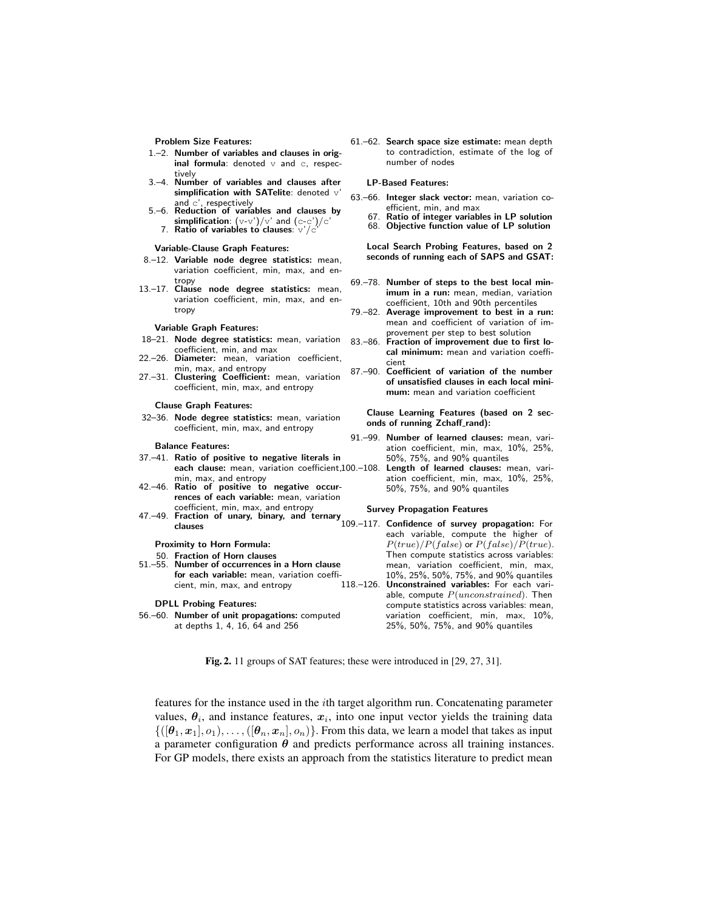**Problem Size Features:**

1.–2. **Number of variables and clauses in original formula**: denoted v and c, respectively
3.–4. **Number of variables and clauses after simplification with SATelite**: denoted v' and c', respectively
5.–6. **Reduction of variables and clauses by simplification**: (v-v')/v' and (c-c')/c'
7. **Ratio of variables to clauses**: v'/c'

**Variable-Clause Graph Features:**

8.–12. **Variable node degree statistics:** mean, variation coefficient, min, max, and entropy
13.–17. **Clause node degree statistics:** mean, variation coefficient, min, max, and entropy

**Variable Graph Features:**

18–21. **Node degree statistics:** mean, variation coefficient, min, and max
22.–26. **Diameter:** mean, variation coefficient, min, max, and entropy
27.–31. **Clustering Coefficient:** mean, variation coefficient, min, max, and entropy

**Clause Graph Features:**

32–36. **Node degree statistics:** mean, variation coefficient, min, max, and entropy

**Balance Features:**

37.–41. **Ratio of positive to negative literals in each clause:** mean, variation coefficient, min, max, and entropy
42.–46. **Ratio of positive to negative occurrences of each variable:** mean, variation coefficient, min, max, and entropy
47.–49. **Fraction of unary, binary, and ternary clauses**

**Proximity to Horn Formula:**

50. **Fraction of Horn clauses**
51.–55. **Number of occurrences in a Horn clause for each variable:** mean, variation coefficient, min, max, and entropy

**DPLL Probing Features:**

56.–60. **Number of unit propagations:** computed at depths 1, 4, 16, 64 and 256
61.–62. **Search space size estimate:** mean depth to contradiction, estimate of the log of number of nodes

**LP-Based Features:**

63.–66. **Integer slack vector:** mean, variation coefficient, min, and max
67. **Ratio of integer variables in LP solution**
68. **Objective function value of LP solution**

**Local Search Probing Features, based on 2 seconds of running each of SAPS and GSAT:**

69.–78. **Number of steps to the best local minimum in a run:** mean, median, variation coefficient, 10th and 90th percentiles
79.–82. **Average improvement to best in a run:** mean and coefficient of variation of improvement per step to best solution
83.–86. **Fraction of improvement due to first local minimum:** mean and variation coefficient
87.–90. **Coefficient of variation of the number of unsatisfied clauses in each local minimum:** mean and variation coefficient

**Clause Learning Features (based on 2 seconds of running Zchaff_rand):**

91.–99. **Number of learned clauses:** mean, variation coefficient, min, max, 10%, 25%, 50%, 75%, and 90% quantiles
100.–108. **Length of learned clauses:** mean, variation coefficient, min, max, 10%, 25%, 50%, 75%, and 90% quantiles

**Survey Propagation Features**

109.–117. **Confidence of survey propagation:** For each variable, compute the higher of $P(true)/P(false)$ or $P(false)/P(true)$. Then compute statistics across variables: mean, variation coefficient, min, max, 10%, 25%, 50%, 75%, and 90% quantiles
118.–126. **Unconstrained variables:** For each variable, compute $P(unconstrained)$. Then compute statistics across variables: mean, variation coefficient, min, max, 10%, 25%, 50%, 75%, and 90% quantiles

**Fig. 2.** 11 groups of SAT features; these were introduced in [29, 27, 31].

features for the instance used in the $i$th target algorithm run. Concatenating parameter values, $\boldsymbol{\theta}_i$, and instance features, $\boldsymbol{x}_i$, into one input vector yields the training data $\{([\boldsymbol{\theta}_1, \boldsymbol{x}_1], o_1), \ldots, ([\boldsymbol{\theta}_n, \boldsymbol{x}_n], o_n)\}$. From this data, we learn a model that takes as input a parameter configuration $\boldsymbol{\theta}$ and predicts performance across all training instances. For GP models, there exists an approach from the statistics literature to predict mean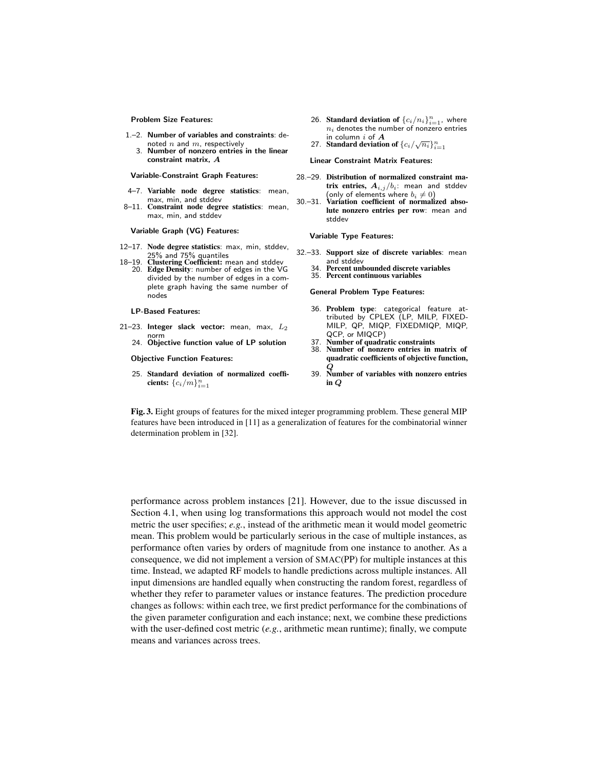**Problem Size Features:**

1.–2. **Number of variables and constraints**: denoted $n$ and $m$, respectively
3. **Number of nonzero entries in the linear constraint matrix, $A$**

**Variable-Constraint Graph Features:**

4–7. **Variable node degree statistics**: mean, max, min, and stddev
8–11. **Constraint node degree statistics**: mean, max, min, and stddev

**Variable Graph (VG) Features:**

12–17. **Node degree statistics**: max, min, stddev, 25% and 75% quantiles
18–19. **Clustering Coefficient:** mean and stddev
20. **Edge Density**: number of edges in the VG divided by the number of edges in a complete graph having the same number of nodes

**LP-Based Features:**

21–23. **Integer slack vector:** mean, max, $L_2$ norm
24. **Objective function value of LP solution**

**Objective Function Features:**

25. **Standard deviation of normalized coefficients:** $\{c_i/m\}_{i=1}^n$
26. **Standard deviation of** $\{c_i/n_i\}_{i=1}^n$, where $n_i$ denotes the number of nonzero entries in column $i$ of $A$
27. **Standard deviation of** $\{c_i/\sqrt{n_i}\}_{i=1}^n$

**Linear Constraint Matrix Features:**

28.–29. **Distribution of normalized constraint matrix entries, $A_{i,j}/b_i$**: mean and stddev (only of elements where $b_i \neq 0$)
30.–31. **Variation coefficient of normalized absolute nonzero entries per row**: mean and stddev

**Variable Type Features:**

32.–33. **Support size of discrete variables**: mean and stddev
34. **Percent unbounded discrete variables**
35. **Percent continuous variables**

**General Problem Type Features:**

36. **Problem type**: categorical feature attributed by CPLEX (LP, MILP, FIXED-MILP, QP, MIQP, FIXEDMIQP, MIQP, QCP, or MIQCP)
37. **Number of quadratic constraints**
38. **Number of nonzero entries in matrix of quadratic coefficients of objective function, $Q$**
39. **Number of variables with nonzero entries in $Q$**

**Fig. 3.** Eight groups of features for the mixed integer programming problem. These general MIP features have been introduced in [11] as a generalization of features for the combinatorial winner determination problem in [32].

performance across problem instances [21]. However, due to the issue discussed in Section 4.1, when using log transformations this approach would not model the cost metric the user specifies; *e.g.*, instead of the arithmetic mean it would model geometric mean. This problem would be particularly serious in the case of multiple instances, as performance often varies by orders of magnitude from one instance to another. As a consequence, we did not implement a version of SMAC(PP) for multiple instances at this time. Instead, we adapted RF models to handle predictions across multiple instances. All input dimensions are handled equally when constructing the random forest, regardless of whether they refer to parameter values or instance features. The prediction procedure changes as follows: within each tree, we first predict performance for the combinations of the given parameter configuration and each instance; next, we combine these predictions with the user-defined cost metric (*e.g.*, arithmetic mean runtime); finally, we compute means and variances across trees.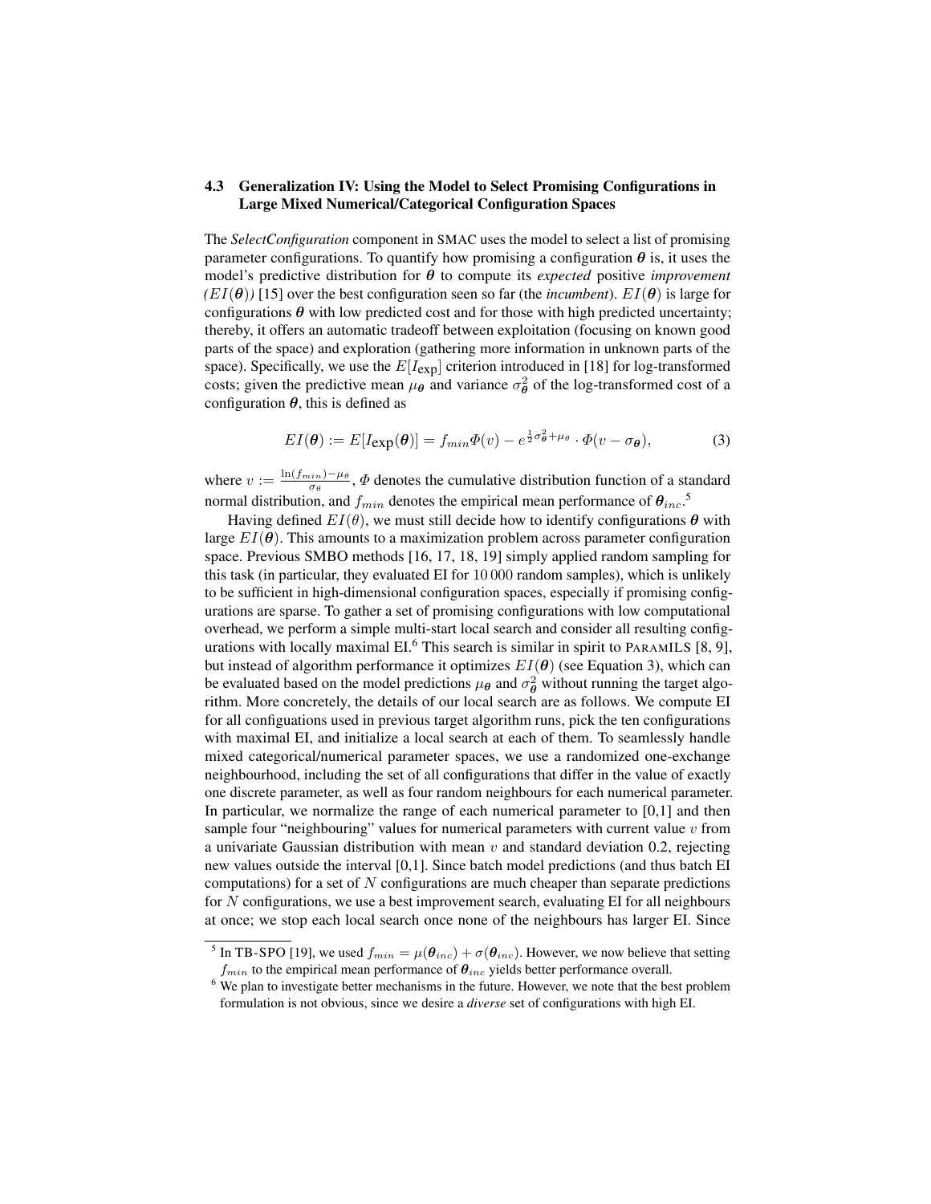### 4.3 Generalization IV: Using the Model to Select Promising Configurations in Large Mixed Numerical/Categorical Configuration Spaces

The *SelectConfiguration* component in SMAC uses the model to select a list of promising parameter configurations. To quantify how promising a configuration $\boldsymbol{\theta}$ is, it uses the model's predictive distribution for $\boldsymbol{\theta}$ to compute its *expected* positive *improvement* *($EI(\boldsymbol{\theta})$)* [15] over the best configuration seen so far (the *incumbent*). $EI(\boldsymbol{\theta})$ is large for configurations $\boldsymbol{\theta}$ with low predicted cost and for those with high predicted uncertainty; thereby, it offers an automatic tradeoff between exploitation (focusing on known good parts of the space) and exploration (gathering more information in unknown parts of the space). Specifically, we use the $E[I_{\text{exp}}]$ criterion introduced in [18] for log-transformed costs; given the predictive mean $\mu_{\boldsymbol{\theta}}$ and variance $\sigma^2_{\boldsymbol{\theta}}$ of the log-transformed cost of a configuration $\boldsymbol{\theta}$, this is defined as

$$EI(\boldsymbol{\theta}) := E[I_{\text{exp}}(\boldsymbol{\theta})] = f_{min}\Phi(v) - e^{\frac{1}{2}\sigma^2_{\boldsymbol{\theta}} + \mu_{\boldsymbol{\theta}}} \cdot \Phi(v - \sigma_{\boldsymbol{\theta}}), \tag{3}$$

where $v := \frac{\ln(f_{min}) - \mu_\theta}{\sigma_\theta}$, $\Phi$ denotes the cumulative distribution function of a standard normal distribution, and $f_{min}$ denotes the empirical mean performance of $\boldsymbol{\theta}_{inc}$.[5]

Having defined $EI(\theta)$, we must still decide how to identify configurations $\boldsymbol{\theta}$ with large $EI(\boldsymbol{\theta})$. This amounts to a maximization problem across parameter configuration space. Previous SMBO methods [16, 17, 18, 19] simply applied random sampling for this task (in particular, they evaluated EI for $10\,000$ random samples), which is unlikely to be sufficient in high-dimensional configuration spaces, especially if promising configurations are sparse. To gather a set of promising configurations with low computational overhead, we perform a simple multi-start local search and consider all resulting configurations with locally maximal EI.[6] This search is similar in spirit to PARAMILS [8, 9], but instead of algorithm performance it optimizes $EI(\boldsymbol{\theta})$ (see Equation 3), which can be evaluated based on the model predictions $\mu_{\boldsymbol{\theta}}$ and $\sigma^2_{\boldsymbol{\theta}}$ without running the target algorithm. More concretely, the details of our local search are as follows. We compute EI for all configuations used in previous target algorithm runs, pick the ten configurations with maximal EI, and initialize a local search at each of them. To seamlessly handle mixed categorical/numerical parameter spaces, we use a randomized one-exchange neighbourhood, including the set of all configurations that differ in the value of exactly one discrete parameter, as well as four random neighbours for each numerical parameter. In particular, we normalize the range of each numerical parameter to [0,1] and then sample four "neighbouring" values for numerical parameters with current value $v$ from a univariate Gaussian distribution with mean $v$ and standard deviation 0.2, rejecting new values outside the interval [0,1]. Since batch model predictions (and thus batch EI computations) for a set of $N$ configurations are much cheaper than separate predictions for $N$ configurations, we use a best improvement search, evaluating EI for all neighbours at once; we stop each local search once none of the neighbours has larger EI. Since

[5] In TB-SPO [19], we used $f_{min} = \mu(\boldsymbol{\theta}_{inc}) + \sigma(\boldsymbol{\theta}_{inc})$. However, we now believe that setting $f_{min}$ to the empirical mean performance of $\boldsymbol{\theta}_{inc}$ yields better performance overall.

[6] We plan to investigate better mechanisms in the future. However, we note that the best problem formulation is not obvious, since we desire a *diverse* set of configurations with high EI.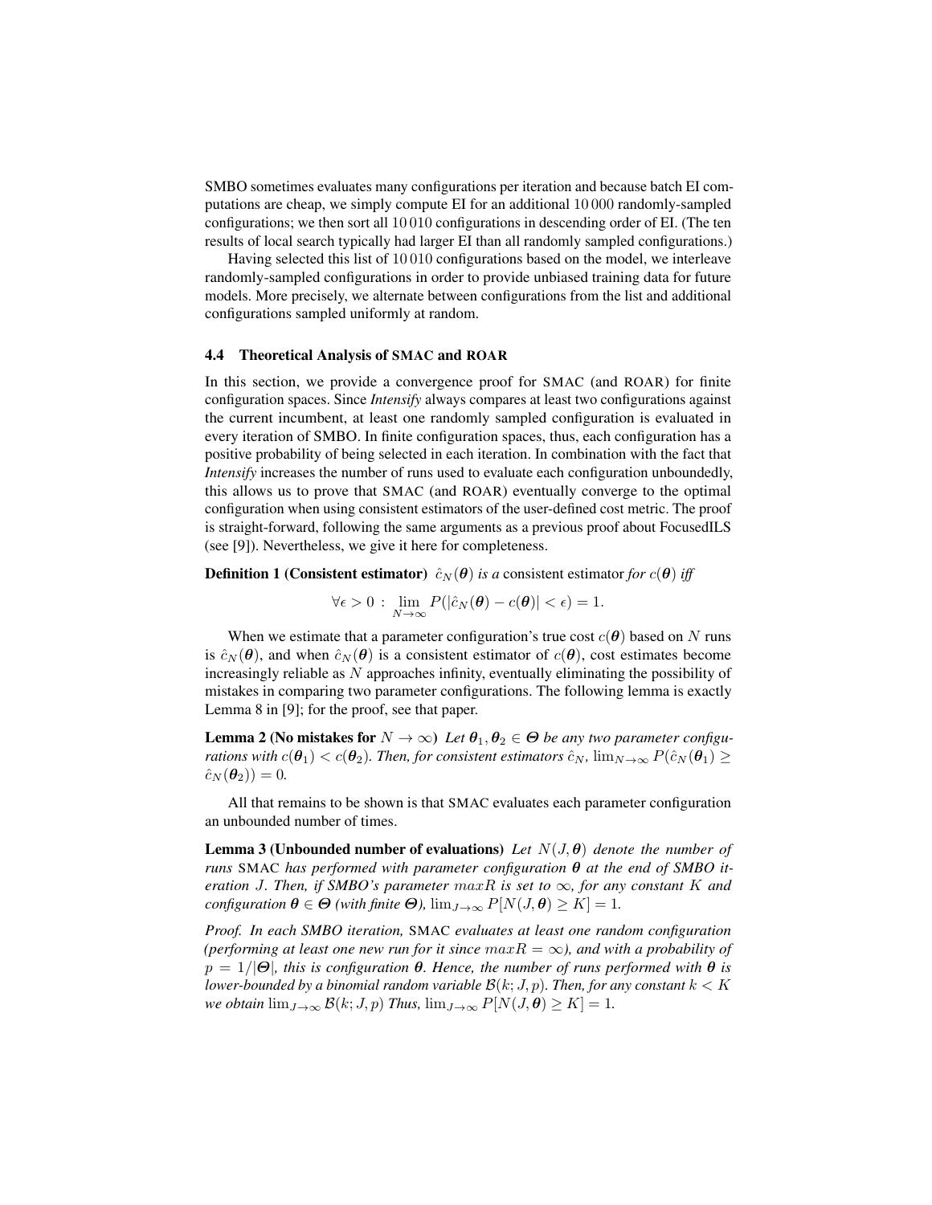SMBO sometimes evaluates many configurations per iteration and because batch EI computations are cheap, we simply compute EI for an additional 10 000 randomly-sampled configurations; we then sort all 10 010 configurations in descending order of EI. (The ten results of local search typically had larger EI than all randomly sampled configurations.)

Having selected this list of 10 010 configurations based on the model, we interleave randomly-sampled configurations in order to provide unbiased training data for future models. More precisely, we alternate between configurations from the list and additional configurations sampled uniformly at random.

### 4.4 Theoretical Analysis of SMAC and ROAR

In this section, we provide a convergence proof for SMAC (and ROAR) for finite configuration spaces. Since *Intensify* always compares at least two configurations against the current incumbent, at least one randomly sampled configuration is evaluated in every iteration of SMBO. In finite configuration spaces, thus, each configuration has a positive probability of being selected in each iteration. In combination with the fact that *Intensify* increases the number of runs used to evaluate each configuration unboundedly, this allows us to prove that SMAC (and ROAR) eventually converge to the optimal configuration when using consistent estimators of the user-defined cost metric. The proof is straight-forward, following the same arguments as a previous proof about FocusedILS (see [9]). Nevertheless, we give it here for completeness.

**Definition 1 (Consistent estimator)** *$\hat{c}_N(\boldsymbol{\theta})$ is a* consistent estimator *for $c(\boldsymbol{\theta})$ iff*

$$\forall \epsilon > 0 \, : \, \lim_{N \to \infty} P(|\hat{c}_N(\boldsymbol{\theta}) - c(\boldsymbol{\theta})| < \epsilon) = 1.$$

When we estimate that a parameter configuration's true cost $c(\boldsymbol{\theta})$ based on $N$ runs is $\hat{c}_N(\boldsymbol{\theta})$, and when $\hat{c}_N(\boldsymbol{\theta})$ is a consistent estimator of $c(\boldsymbol{\theta})$, cost estimates become increasingly reliable as $N$ approaches infinity, eventually eliminating the possibility of mistakes in comparing two parameter configurations. The following lemma is exactly Lemma 8 in [9]; for the proof, see that paper.

**Lemma 2 (No mistakes for $N \to \infty$)** *Let $\boldsymbol{\theta}_1, \boldsymbol{\theta}_2 \in \boldsymbol{\Theta}$ be any two parameter configurations with $c(\boldsymbol{\theta}_1) < c(\boldsymbol{\theta}_2)$. Then, for consistent estimators $\hat{c}_N$, $\lim_{N \to \infty} P(\hat{c}_N(\boldsymbol{\theta}_1) \geq \hat{c}_N(\boldsymbol{\theta}_2)) = 0$.*

All that remains to be shown is that SMAC evaluates each parameter configuration an unbounded number of times.

**Lemma 3 (Unbounded number of evaluations)** *Let $N(J, \boldsymbol{\theta})$ denote the number of runs SMAC has performed with parameter configuration $\boldsymbol{\theta}$ at the end of SMBO iteration $J$. Then, if SMBO's parameter $maxR$ is set to $\infty$, for any constant $K$ and configuration $\boldsymbol{\theta} \in \boldsymbol{\Theta}$ (with finite $\boldsymbol{\Theta}$), $\lim_{J \to \infty} P[N(J, \boldsymbol{\theta}) \geq K] = 1$.*

*Proof. In each SMBO iteration, SMAC evaluates at least one random configuration (performing at least one new run for it since $maxR = \infty$), and with a probability of $p = 1/|\boldsymbol{\Theta}|$, this is configuration $\boldsymbol{\theta}$. Hence, the number of runs performed with $\boldsymbol{\theta}$ is lower-bounded by a binomial random variable $\mathcal{B}(k; J, p)$. Then, for any constant $k < K$ we obtain $\lim_{J \to \infty} \mathcal{B}(k; J, p)$ Thus, $\lim_{J \to \infty} P[N(J, \boldsymbol{\theta}) \geq K] = 1$.*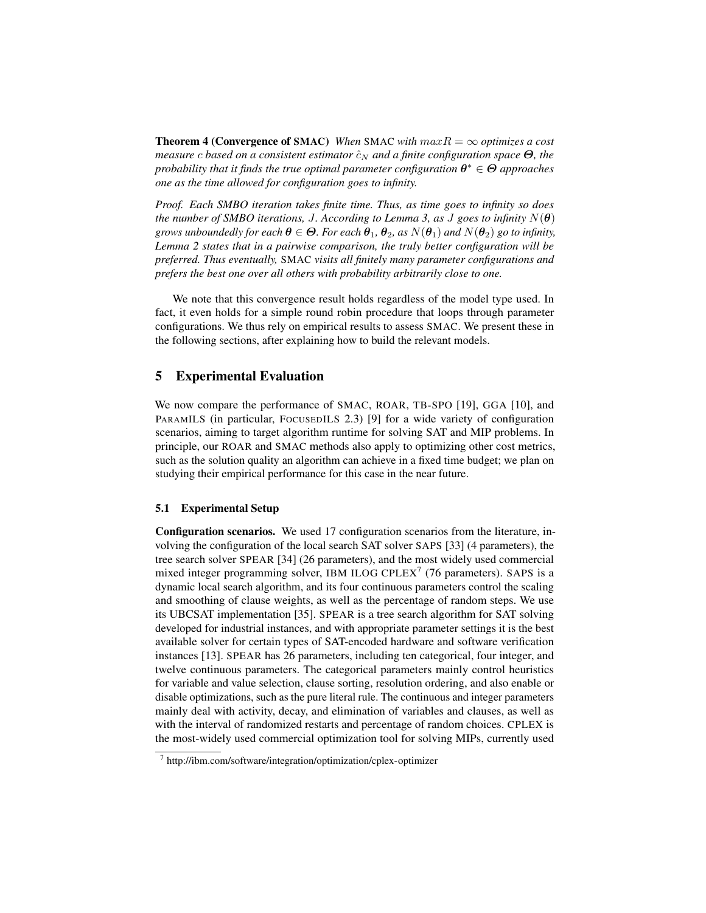**Theorem 4 (Convergence of SMAC)** *When* SMAC *with $maxR = \infty$ optimizes a cost measure $c$ based on a consistent estimator $\hat{c}_N$ and a finite configuration space $\boldsymbol{\Theta}$, the probability that it finds the true optimal parameter configuration $\boldsymbol{\theta}^* \in \boldsymbol{\Theta}$ approaches one as the time allowed for configuration goes to infinity.*

*Proof. Each SMBO iteration takes finite time. Thus, as time goes to infinity so does the number of SMBO iterations, $J$. According to Lemma 3, as $J$ goes to infinity $N(\boldsymbol{\theta})$ grows unboundedly for each $\boldsymbol{\theta} \in \boldsymbol{\Theta}$. For each $\boldsymbol{\theta}_1$, $\boldsymbol{\theta}_2$, as $N(\boldsymbol{\theta}_1)$ and $N(\boldsymbol{\theta}_2)$ go to infinity, Lemma 2 states that in a pairwise comparison, the truly better configuration will be preferred. Thus eventually,* SMAC *visits all finitely many parameter configurations and prefers the best one over all others with probability arbitrarily close to one.*

We note that this convergence result holds regardless of the model type used. In fact, it even holds for a simple round robin procedure that loops through parameter configurations. We thus rely on empirical results to assess SMAC. We present these in the following sections, after explaining how to build the relevant models.

## 5 Experimental Evaluation

We now compare the performance of SMAC, ROAR, TB-SPO [19], GGA [10], and PARAMILS (in particular, FOCUSEDILS 2.3) [9] for a wide variety of configuration scenarios, aiming to target algorithm runtime for solving SAT and MIP problems. In principle, our ROAR and SMAC methods also apply to optimizing other cost metrics, such as the solution quality an algorithm can achieve in a fixed time budget; we plan on studying their empirical performance for this case in the near future.

### 5.1 Experimental Setup

**Configuration scenarios.** We used 17 configuration scenarios from the literature, involving the configuration of the local search SAT solver SAPS [33] (4 parameters), the tree search solver SPEAR [34] (26 parameters), and the most widely used commercial mixed integer programming solver, IBM ILOG CPLEX[7] (76 parameters). SAPS is a dynamic local search algorithm, and its four continuous parameters control the scaling and smoothing of clause weights, as well as the percentage of random steps. We use its UBCSAT implementation [35]. SPEAR is a tree search algorithm for SAT solving developed for industrial instances, and with appropriate parameter settings it is the best available solver for certain types of SAT-encoded hardware and software verification instances [13]. SPEAR has 26 parameters, including ten categorical, four integer, and twelve continuous parameters. The categorical parameters mainly control heuristics for variable and value selection, clause sorting, resolution ordering, and also enable or disable optimizations, such as the pure literal rule. The continuous and integer parameters mainly deal with activity, decay, and elimination of variables and clauses, as well as with the interval of randomized restarts and percentage of random choices. CPLEX is the most-widely used commercial optimization tool for solving MIPs, currently used

[7] http://ibm.com/software/integration/optimization/cplex-optimizer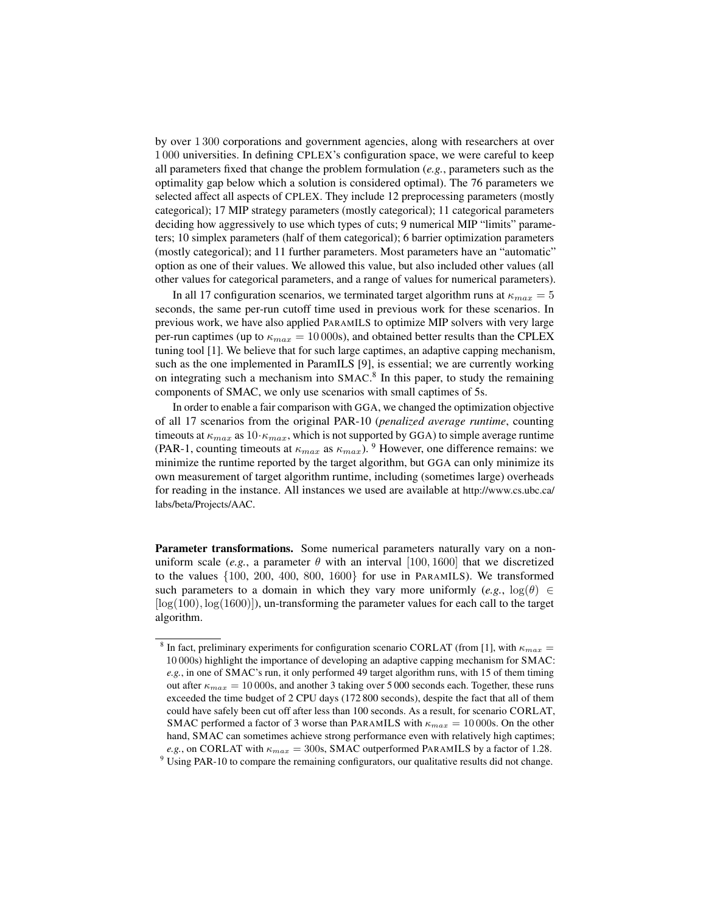by over 1 300 corporations and government agencies, along with researchers at over 1 000 universities. In defining CPLEX's configuration space, we were careful to keep all parameters fixed that change the problem formulation (*e.g.*, parameters such as the optimality gap below which a solution is considered optimal). The 76 parameters we selected affect all aspects of CPLEX. They include 12 preprocessing parameters (mostly categorical); 17 MIP strategy parameters (mostly categorical); 11 categorical parameters deciding how aggressively to use which types of cuts; 9 numerical MIP "limits" parameters; 10 simplex parameters (half of them categorical); 6 barrier optimization parameters (mostly categorical); and 11 further parameters. Most parameters have an "automatic" option as one of their values. We allowed this value, but also included other values (all other values for categorical parameters, and a range of values for numerical parameters).

In all 17 configuration scenarios, we terminated target algorithm runs at $\kappa_{max} = 5$ seconds, the same per-run cutoff time used in previous work for these scenarios. In previous work, we have also applied PARAMILS to optimize MIP solvers with very large per-run captimes (up to $\kappa_{max} = 10\,000$s), and obtained better results than the CPLEX tuning tool [1]. We believe that for such large captimes, an adaptive capping mechanism, such as the one implemented in ParamILS [9], is essential; we are currently working on integrating such a mechanism into SMAC.[8] In this paper, to study the remaining components of SMAC, we only use scenarios with small captimes of 5s.

In order to enable a fair comparison with GGA, we changed the optimization objective of all 17 scenarios from the original PAR-10 (*penalized average runtime*, counting timeouts at $\kappa_{max}$ as $10 \cdot \kappa_{max}$, which is not supported by GGA) to simple average runtime (PAR-1, counting timeouts at $\kappa_{max}$ as $\kappa_{max}$). [9] However, one difference remains: we minimize the runtime reported by the target algorithm, but GGA can only minimize its own measurement of target algorithm runtime, including (sometimes large) overheads for reading in the instance. All instances we used are available at http://www.cs.ubc.ca/labs/beta/Projects/AAC.

**Parameter transformations.** Some numerical parameters naturally vary on a non-uniform scale (*e.g.*, a parameter $\theta$ with an interval $[100, 1600]$ that we discretized to the values $\{100,\ 200,\ 400,\ 800,\ 1600\}$ for use in PARAMILS). We transformed such parameters to a domain in which they vary more uniformly (*e.g.*, $\log(\theta) \in [\log(100), \log(1600)]$), un-transforming the parameter values for each call to the target algorithm.

[8] In fact, preliminary experiments for configuration scenario CORLAT (from [1], with $\kappa_{max} = 10\,000$s) highlight the importance of developing an adaptive capping mechanism for SMAC: *e.g.*, in one of SMAC's run, it only performed 49 target algorithm runs, with 15 of them timing out after $\kappa_{max} = 10\,000$s, and another 3 taking over 5 000 seconds each. Together, these runs exceeded the time budget of 2 CPU days (172 800 seconds), despite the fact that all of them could have safely been cut off after less than 100 seconds. As a result, for scenario CORLAT, SMAC performed a factor of 3 worse than PARAMILS with $\kappa_{max} = 10\,000$s. On the other hand, SMAC can sometimes achieve strong performance even with relatively high captimes; *e.g.*, on CORLAT with $\kappa_{max} = 300$s, SMAC outperformed PARAMILS by a factor of 1.28.

[9] Using PAR-10 to compare the remaining configurators, our qualitative results did not change.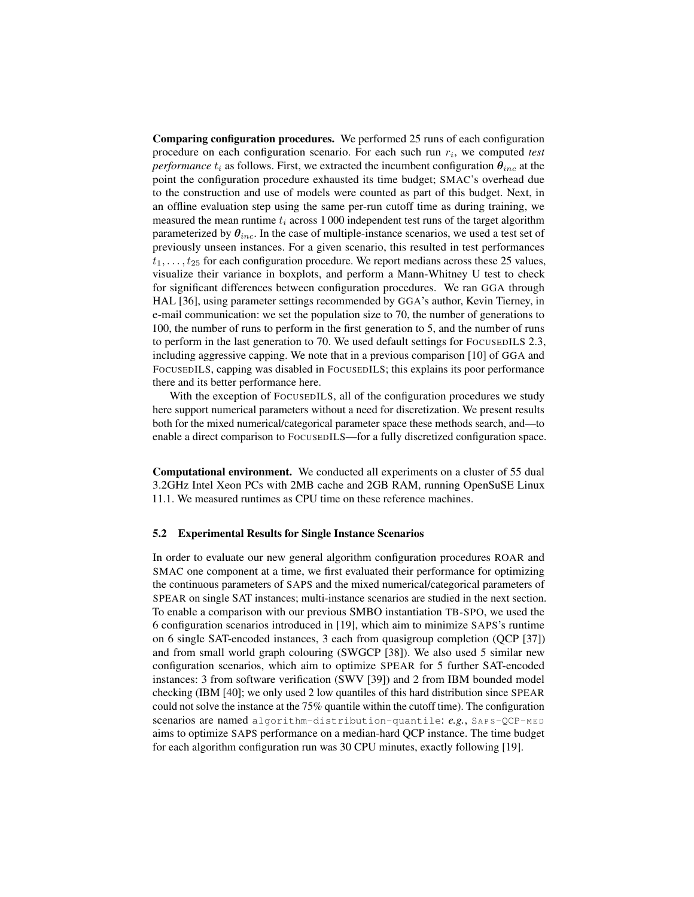**Comparing configuration procedures.** We performed 25 runs of each configuration procedure on each configuration scenario. For each such run $r_i$, we computed *test performance* $t_i$ as follows. First, we extracted the incumbent configuration $\boldsymbol{\theta}_{inc}$ at the point the configuration procedure exhausted its time budget; SMAC's overhead due to the construction and use of models were counted as part of this budget. Next, in an offline evaluation step using the same per-run cutoff time as during training, we measured the mean runtime $t_i$ across 1 000 independent test runs of the target algorithm parameterized by $\boldsymbol{\theta}_{inc}$. In the case of multiple-instance scenarios, we used a test set of previously unseen instances. For a given scenario, this resulted in test performances $t_1, \ldots, t_{25}$ for each configuration procedure. We report medians across these 25 values, visualize their variance in boxplots, and perform a Mann-Whitney U test to check for significant differences between configuration procedures. We ran GGA through HAL [36], using parameter settings recommended by GGA's author, Kevin Tierney, in e-mail communication: we set the population size to 70, the number of generations to 100, the number of runs to perform in the first generation to 5, and the number of runs to perform in the last generation to 70. We used default settings for FOCUSEDILS 2.3, including aggressive capping. We note that in a previous comparison [10] of GGA and FOCUSEDILS, capping was disabled in FOCUSEDILS; this explains its poor performance there and its better performance here.

With the exception of FOCUSEDILS, all of the configuration procedures we study here support numerical parameters without a need for discretization. We present results both for the mixed numerical/categorical parameter space these methods search, and—to enable a direct comparison to FOCUSEDILS—for a fully discretized configuration space.

**Computational environment.** We conducted all experiments on a cluster of 55 dual 3.2GHz Intel Xeon PCs with 2MB cache and 2GB RAM, running OpenSuSE Linux 11.1. We measured runtimes as CPU time on these reference machines.

### 5.2 Experimental Results for Single Instance Scenarios

In order to evaluate our new general algorithm configuration procedures ROAR and SMAC one component at a time, we first evaluated their performance for optimizing the continuous parameters of SAPS and the mixed numerical/categorical parameters of SPEAR on single SAT instances; multi-instance scenarios are studied in the next section. To enable a comparison with our previous SMBO instantiation TB-SPO, we used the 6 configuration scenarios introduced in [19], which aim to minimize SAPS's runtime on 6 single SAT-encoded instances, 3 each from quasigroup completion (QCP [37]) and from small world graph colouring (SWGCP [38]). We also used 5 similar new configuration scenarios, which aim to optimize SPEAR for 5 further SAT-encoded instances: 3 from software verification (SWV [39]) and 2 from IBM bounded model checking (IBM [40]; we only used 2 low quantiles of this hard distribution since SPEAR could not solve the instance at the 75% quantile within the cutoff time). The configuration scenarios are named `algorithm-distribution-quantile`: *e.g.*, `SAPS-QCP-MED` aims to optimize SAPS performance on a median-hard QCP instance. The time budget for each algorithm configuration run was 30 CPU minutes, exactly following [19].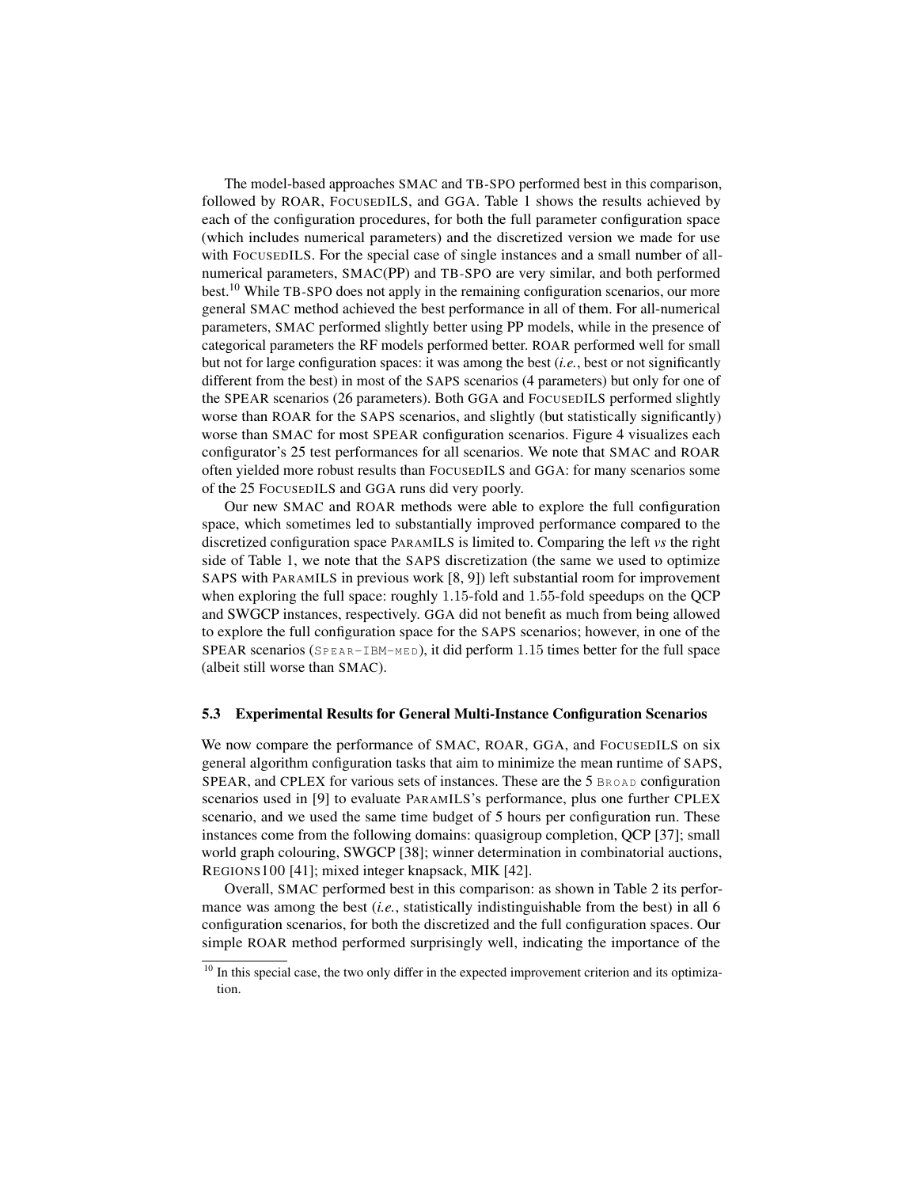The model-based approaches SMAC and TB-SPO performed best in this comparison, followed by ROAR, FOCUSEDILS, and GGA. Table 1 shows the results achieved by each of the configuration procedures, for both the full parameter configuration space (which includes numerical parameters) and the discretized version we made for use with FOCUSEDILS. For the special case of single instances and a small number of all-numerical parameters, SMAC(PP) and TB-SPO are very similar, and both performed best.[10] While TB-SPO does not apply in the remaining configuration scenarios, our more general SMAC method achieved the best performance in all of them. For all-numerical parameters, SMAC performed slightly better using PP models, while in the presence of categorical parameters the RF models performed better. ROAR performed well for small but not for large configuration spaces: it was among the best (*i.e.*, best or not significantly different from the best) in most of the SAPS scenarios (4 parameters) but only for one of the SPEAR scenarios (26 parameters). Both GGA and FOCUSEDILS performed slightly worse than ROAR for the SAPS scenarios, and slightly (but statistically significantly) worse than SMAC for most SPEAR configuration scenarios. Figure 4 visualizes each configurator's 25 test performances for all scenarios. We note that SMAC and ROAR often yielded more robust results than FOCUSEDILS and GGA: for many scenarios some of the 25 FOCUSEDILS and GGA runs did very poorly.

Our new SMAC and ROAR methods were able to explore the full configuration space, which sometimes led to substantially improved performance compared to the discretized configuration space PARAMILS is limited to. Comparing the left *vs* the right side of Table 1, we note that the SAPS discretization (the same we used to optimize SAPS with PARAMILS in previous work [8, 9]) left substantial room for improvement when exploring the full space: roughly 1.15-fold and 1.55-fold speedups on the QCP and SWGCP instances, respectively. GGA did not benefit as much from being allowed to explore the full configuration space for the SAPS scenarios; however, in one of the SPEAR scenarios (SPEAR-IBM-MED), it did perform 1.15 times better for the full space (albeit still worse than SMAC).

### 5.3 Experimental Results for General Multi-Instance Configuration Scenarios

We now compare the performance of SMAC, ROAR, GGA, and FOCUSEDILS on six general algorithm configuration tasks that aim to minimize the mean runtime of SAPS, SPEAR, and CPLEX for various sets of instances. These are the 5 BROAD configuration scenarios used in [9] to evaluate PARAMILS's performance, plus one further CPLEX scenario, and we used the same time budget of 5 hours per configuration run. These instances come from the following domains: quasigroup completion, QCP [37]; small world graph colouring, SWGCP [38]; winner determination in combinatorial auctions, REGIONS100 [41]; mixed integer knapsack, MIK [42].

Overall, SMAC performed best in this comparison: as shown in Table 2 its performance was among the best (*i.e.*, statistically indistinguishable from the best) in all 6 configuration scenarios, for both the discretized and the full configuration spaces. Our simple ROAR method performed surprisingly well, indicating the importance of the

[10] In this special case, the two only differ in the expected improvement criterion and its optimization.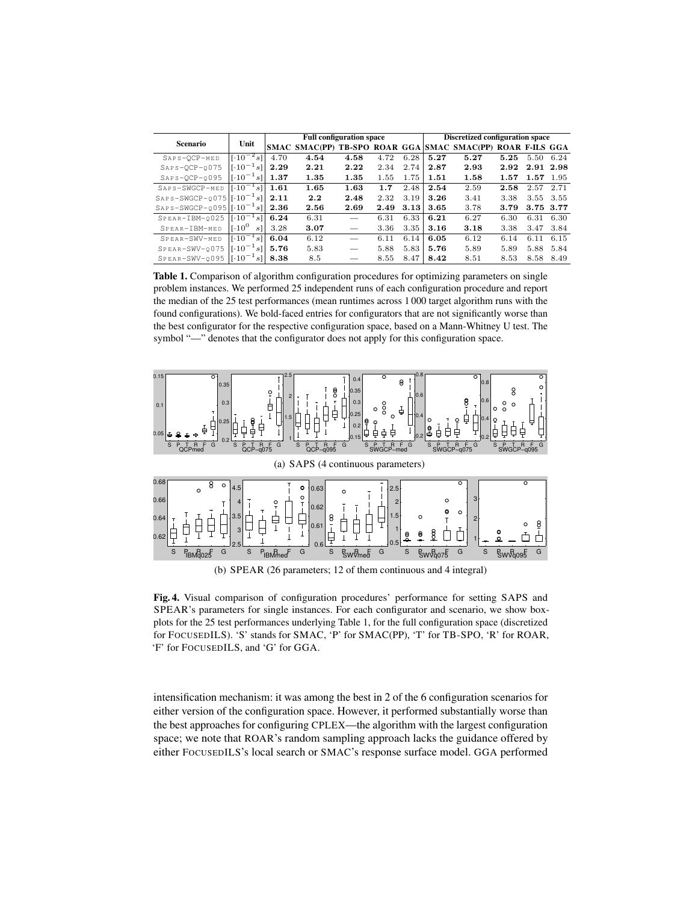| Scenario | Unit | Full configuration space | | | | | Discretized configuration space | | | | |
|---|---|---|---|---|---|---|---|---|---|---|---|
| | | SMAC | SMAC(PP) | TB-SPO | ROAR | GGA | SMAC | SMAC(PP) | ROAR | F-ILS | GGA |
| SAPS-QCP-MED | $[\cdot 10^{-2}s]$ | 4.70 | **4.54** | **4.58** | 4.72 | 6.28 | **5.27** | **5.27** | **5.25** | 5.50 | 6.24 |
| SAPS-QCP-Q075 | $[\cdot 10^{-1}s]$ | **2.29** | **2.21** | **2.22** | 2.34 | 2.74 | **2.87** | **2.93** | **2.92** | **2.91** | **2.98** |
| SAPS-QCP-Q095 | $[\cdot 10^{-1}s]$ | **1.37** | **1.35** | **1.35** | 1.55 | 1.75 | **1.51** | **1.58** | **1.57** | **1.57** | 1.95 |
| SAPS-SWGCP-MED | $[\cdot 10^{-1}s]$ | **1.61** | **1.65** | **1.63** | **1.7** | 2.48 | **2.54** | 2.59 | **2.58** | 2.57 | 2.71 |
| SAPS-SWGCP-Q075 | $[\cdot 10^{-1}s]$ | **2.11** | **2.2** | **2.48** | 2.32 | 3.19 | **3.26** | 3.41 | 3.38 | 3.55 | 3.55 |
| SAPS-SWGCP-Q095 | $[\cdot 10^{-1}s]$ | **2.36** | **2.56** | **2.69** | **2.49** | **3.13** | **3.65** | 3.78 | **3.79** | **3.75** | **3.77** |
| SPEAR-IBM-Q025 | $[\cdot 10^{-1}s]$ | **6.24** | 6.31 | — | 6.31 | 6.33 | **6.21** | 6.27 | 6.30 | 6.31 | 6.30 |
| SPEAR-IBM-MED | $[\cdot 10^{0}\ s]$ | 3.28 | **3.07** | — | 3.36 | 3.35 | **3.16** | **3.18** | 3.38 | 3.47 | 3.84 |
| SPEAR-SWV-MED | $[\cdot 10^{-1}s]$ | **6.04** | 6.12 | — | 6.11 | 6.14 | **6.05** | 6.12 | 6.14 | 6.11 | 6.15 |
| SPEAR-SWV-Q075 | $[\cdot 10^{-1}s]$ | **5.76** | 5.83 | — | 5.88 | 5.83 | **5.76** | 5.89 | 5.89 | 5.88 | 5.84 |
| SPEAR-SWV-Q095 | $[\cdot 10^{-1}s]$ | **8.38** | 8.5 | — | 8.55 | 8.47 | **8.42** | 8.51 | 8.53 | 8.58 | 8.49 |

**Table 1.** Comparison of algorithm configuration procedures for optimizing parameters on single problem instances. We performed 25 independent runs of each configuration procedure and report the median of the 25 test performances (mean runtimes across 1 000 target algorithm runs with the found configurations). We bold-faced entries for configurators that are not significantly worse than the best configurator for the respective configuration space, based on a Mann-Whitney U test. The symbol "—" denotes that the configurator does not apply for this configuration space.

(a) SAPS (4 continuous parameters)

(b) SPEAR (26 parameters; 12 of them continuous and 4 integral)

**Fig. 4.** Visual comparison of configuration procedures' performance for setting SAPS and SPEAR's parameters for single instances. For each configurator and scenario, we show boxplots for the 25 test performances underlying Table 1, for the full configuration space (discretized for FOCUSEDILS). 'S' stands for SMAC, 'P' for SMAC(PP), 'T' for TB-SPO, 'R' for ROAR, 'F' for FOCUSEDILS, and 'G' for GGA.

intensification mechanism: it was among the best in 2 of the 6 configuration scenarios for either version of the configuration space. However, it performed substantially worse than the best approaches for configuring CPLEX—the algorithm with the largest configuration space; we note that ROAR's random sampling approach lacks the guidance offered by either FOCUSEDILS's local search or SMAC's response surface model. GGA performed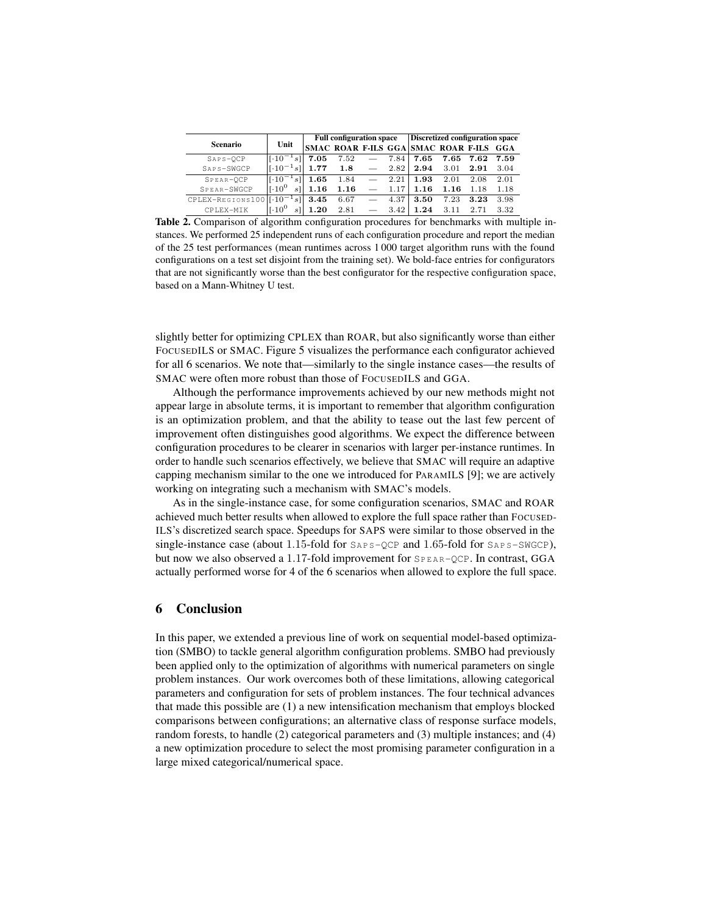| Scenario | Unit | Full configuration space | | | | Discretized configuration space | | | |
|---|---|---|---|---|---|---|---|---|---|
| | | SMAC | ROAR | F-ILS | GGA | SMAC | ROAR | F-ILS | GGA |
| SAPS-QCP | $[\cdot 10^{-1} s]$ | **7.05** | 7.52 | — | 7.84 | **7.65** | **7.65** | **7.62** | **7.59** |
| SAPS-SWGCP | $[\cdot 10^{-1} s]$ | **1.77** | **1.8** | — | 2.82 | **2.94** | 3.01 | **2.91** | 3.04 |
| SPEAR-QCP | $[\cdot 10^{-1} s]$ | **1.65** | 1.84 | — | 2.21 | **1.93** | 2.01 | 2.08 | 2.01 |
| SPEAR-SWGCP | $[\cdot 10^{0} s]$ | **1.16** | **1.16** | — | 1.17 | **1.16** | **1.16** | 1.18 | 1.18 |
| CPLEX-REGIONS100 | $[\cdot 10^{-1} s]$ | **3.45** | 6.67 | — | 4.37 | **3.50** | 7.23 | **3.23** | 3.98 |
| CPLEX-MIK | $[\cdot 10^{0} s]$ | **1.20** | 2.81 | — | 3.42 | **1.24** | 3.11 | 2.71 | 3.32 |

**Table 2.** Comparison of algorithm configuration procedures for benchmarks with multiple instances. We performed 25 independent runs of each configuration procedure and report the median of the 25 test performances (mean runtimes across 1 000 target algorithm runs with the found configurations on a test set disjoint from the training set). We bold-face entries for configurators that are not significantly worse than the best configurator for the respective configuration space, based on a Mann-Whitney U test.

slightly better for optimizing CPLEX than ROAR, but also significantly worse than either FOCUSEDILS or SMAC. Figure 5 visualizes the performance each configurator achieved for all 6 scenarios. We note that—similarly to the single instance cases—the results of SMAC were often more robust than those of FOCUSEDILS and GGA.

Although the performance improvements achieved by our new methods might not appear large in absolute terms, it is important to remember that algorithm configuration is an optimization problem, and that the ability to tease out the last few percent of improvement often distinguishes good algorithms. We expect the difference between configuration procedures to be clearer in scenarios with larger per-instance runtimes. In order to handle such scenarios effectively, we believe that SMAC will require an adaptive capping mechanism similar to the one we introduced for PARAMILS [9]; we are actively working on integrating such a mechanism with SMAC's models.

As in the single-instance case, for some configuration scenarios, SMAC and ROAR achieved much better results when allowed to explore the full space rather than FOCUSEDILS's discretized search space. Speedups for SAPS were similar to those observed in the single-instance case (about 1.15-fold for SAPS-QCP and 1.65-fold for SAPS-SWGCP), but now we also observed a 1.17-fold improvement for SPEAR-QCP. In contrast, GGA actually performed worse for 4 of the 6 scenarios when allowed to explore the full space.

## 6 Conclusion

In this paper, we extended a previous line of work on sequential model-based optimization (SMBO) to tackle general algorithm configuration problems. SMBO had previously been applied only to the optimization of algorithms with numerical parameters on single problem instances. Our work overcomes both of these limitations, allowing categorical parameters and configuration for sets of problem instances. The four technical advances that made this possible are (1) a new intensification mechanism that employs blocked comparisons between configurations; an alternative class of response surface models, random forests, to handle (2) categorical parameters and (3) multiple instances; and (4) a new optimization procedure to select the most promising parameter configuration in a large mixed categorical/numerical space.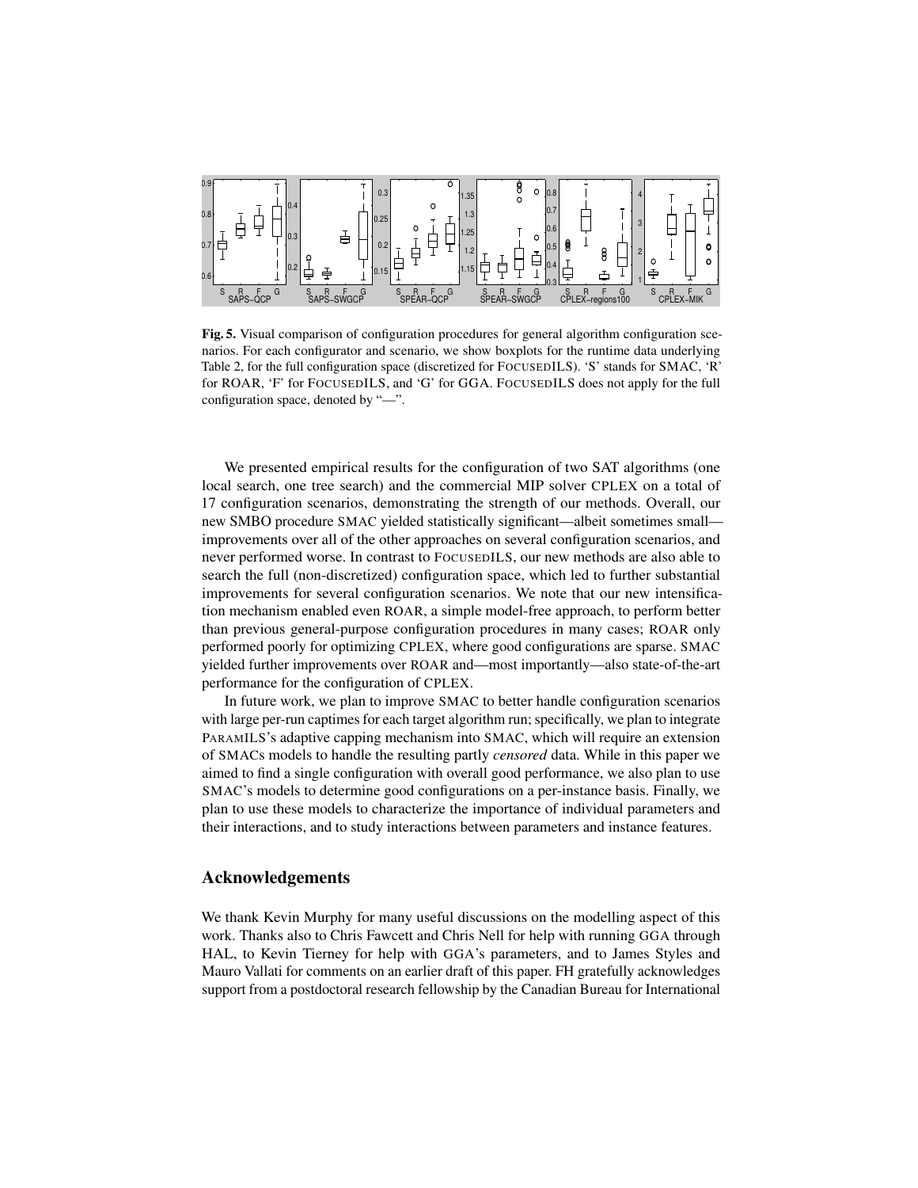**Fig. 5.** Visual comparison of configuration procedures for general algorithm configuration scenarios. For each configurator and scenario, we show boxplots for the runtime data underlying Table 2, for the full configuration space (discretized for FOCUSEDILS). 'S' stands for SMAC, 'R' for ROAR, 'F' for FOCUSEDILS, and 'G' for GGA. FOCUSEDILS does not apply for the full configuration space, denoted by "—".

We presented empirical results for the configuration of two SAT algorithms (one local search, one tree search) and the commercial MIP solver CPLEX on a total of 17 configuration scenarios, demonstrating the strength of our methods. Overall, our new SMBO procedure SMAC yielded statistically significant—albeit sometimes small—improvements over all of the other approaches on several configuration scenarios, and never performed worse. In contrast to FOCUSEDILS, our new methods are also able to search the full (non-discretized) configuration space, which led to further substantial improvements for several configuration scenarios. We note that our new intensification mechanism enabled even ROAR, a simple model-free approach, to perform better than previous general-purpose configuration procedures in many cases; ROAR only performed poorly for optimizing CPLEX, where good configurations are sparse. SMAC yielded further improvements over ROAR and—most importantly—also state-of-the-art performance for the configuration of CPLEX.

In future work, we plan to improve SMAC to better handle configuration scenarios with large per-run captimes for each target algorithm run; specifically, we plan to integrate PARAMILS's adaptive capping mechanism into SMAC, which will require an extension of SMACs models to handle the resulting partly *censored* data. While in this paper we aimed to find a single configuration with overall good performance, we also plan to use SMAC's models to determine good configurations on a per-instance basis. Finally, we plan to use these models to characterize the importance of individual parameters and their interactions, and to study interactions between parameters and instance features.

## Acknowledgements

We thank Kevin Murphy for many useful discussions on the modelling aspect of this work. Thanks also to Chris Fawcett and Chris Nell for help with running GGA through HAL, to Kevin Tierney for help with GGA's parameters, and to James Styles and Mauro Vallati for comments on an earlier draft of this paper. FH gratefully acknowledges support from a postdoctoral research fellowship by the Canadian Bureau for International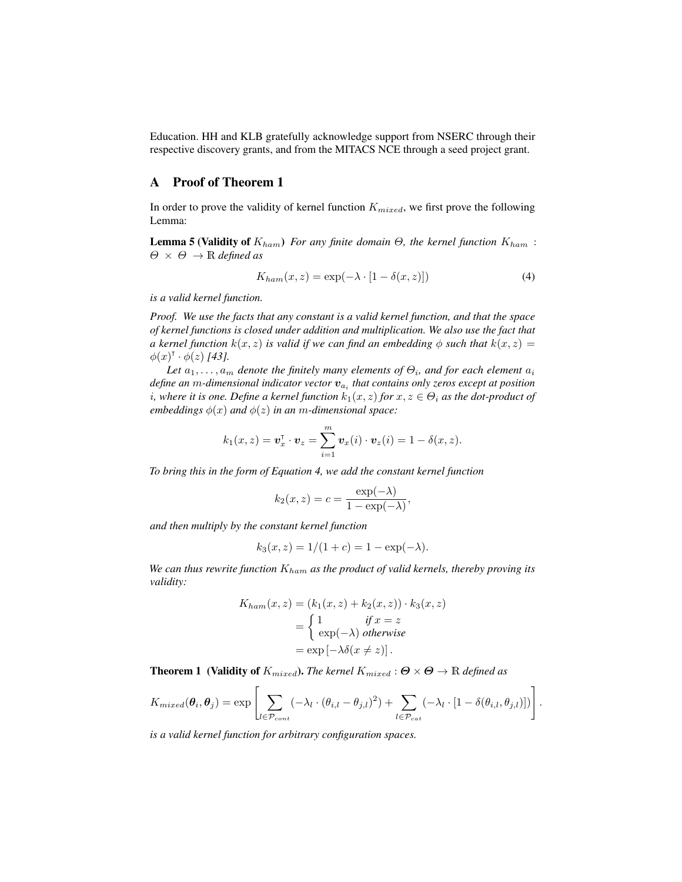Education. HH and KLB gratefully acknowledge support from NSERC through their respective discovery grants, and from the MITACS NCE through a seed project grant.

## A Proof of Theorem 1

In order to prove the validity of kernel function $K_{mixed}$, we first prove the following Lemma:

**Lemma 5 (Validity of $K_{ham}$)** *For any finite domain $\Theta$, the kernel function $K_{ham} : \Theta \times \Theta \to \mathbb{R}$ defined as*

$$K_{ham}(x, z) = \exp(-\lambda \cdot [1 - \delta(x, z)]) \tag{4}$$

*is a valid kernel function.*

*Proof. We use the facts that any constant is a valid kernel function, and that the space of kernel functions is closed under addition and multiplication. We also use the fact that a kernel function $k(x, z)$ is valid if we can find an embedding $\phi$ such that $k(x, z) = \phi(x)^\intercal \cdot \phi(z)$ [43].*

*Let $a_1, \ldots, a_m$ denote the finitely many elements of $\Theta_i$, and for each element $a_i$ define an $m$-dimensional indicator vector $\boldsymbol{v}_{a_i}$ that contains only zeros except at position $i$, where it is one. Define a kernel function $k_1(x, z)$ for $x, z \in \Theta_i$ as the dot-product of embeddings $\phi(x)$ and $\phi(z)$ in an $m$-dimensional space:*

$$k_1(x, z) = \boldsymbol{v}_x^\intercal \cdot \boldsymbol{v}_z = \sum_{i=1}^{m} \boldsymbol{v}_x(i) \cdot \boldsymbol{v}_z(i) = 1 - \delta(x, z).$$

*To bring this in the form of Equation 4, we add the constant kernel function*

$$k_2(x, z) = c = \frac{\exp(-\lambda)}{1 - \exp(-\lambda)},$$

*and then multiply by the constant kernel function*

$$k_3(x, z) = 1/(1 + c) = 1 - \exp(-\lambda).$$

*We can thus rewrite function $K_{ham}$ as the product of valid kernels, thereby proving its validity:*

$$\begin{aligned} K_{ham}(x, z) &= (k_1(x, z) + k_2(x, z)) \cdot k_3(x, z) \\ &= \begin{cases} 1 & \text{if } x = z \\ \exp(-\lambda) & \text{otherwise} \end{cases} \\ &= \exp\left[-\lambda \delta(x \neq z)\right]. \end{aligned}$$

**Theorem 1 (Validity of $K_{mixed}$).** *The kernel $K_{mixed} : \boldsymbol{\Theta} \times \boldsymbol{\Theta} \to \mathbb{R}$ defined as*

$$K_{mixed}(\boldsymbol{\theta}_i, \boldsymbol{\theta}_j) = \exp\left[\sum_{l \in \mathcal{P}_{cont}} (-\lambda_l \cdot (\theta_{i,l} - \theta_{j,l})^2) + \sum_{l \in \mathcal{P}_{cat}} (-\lambda_l \cdot [1 - \delta(\theta_{i,l}, \theta_{j,l})])\right].$$

*is a valid kernel function for arbitrary configuration spaces.*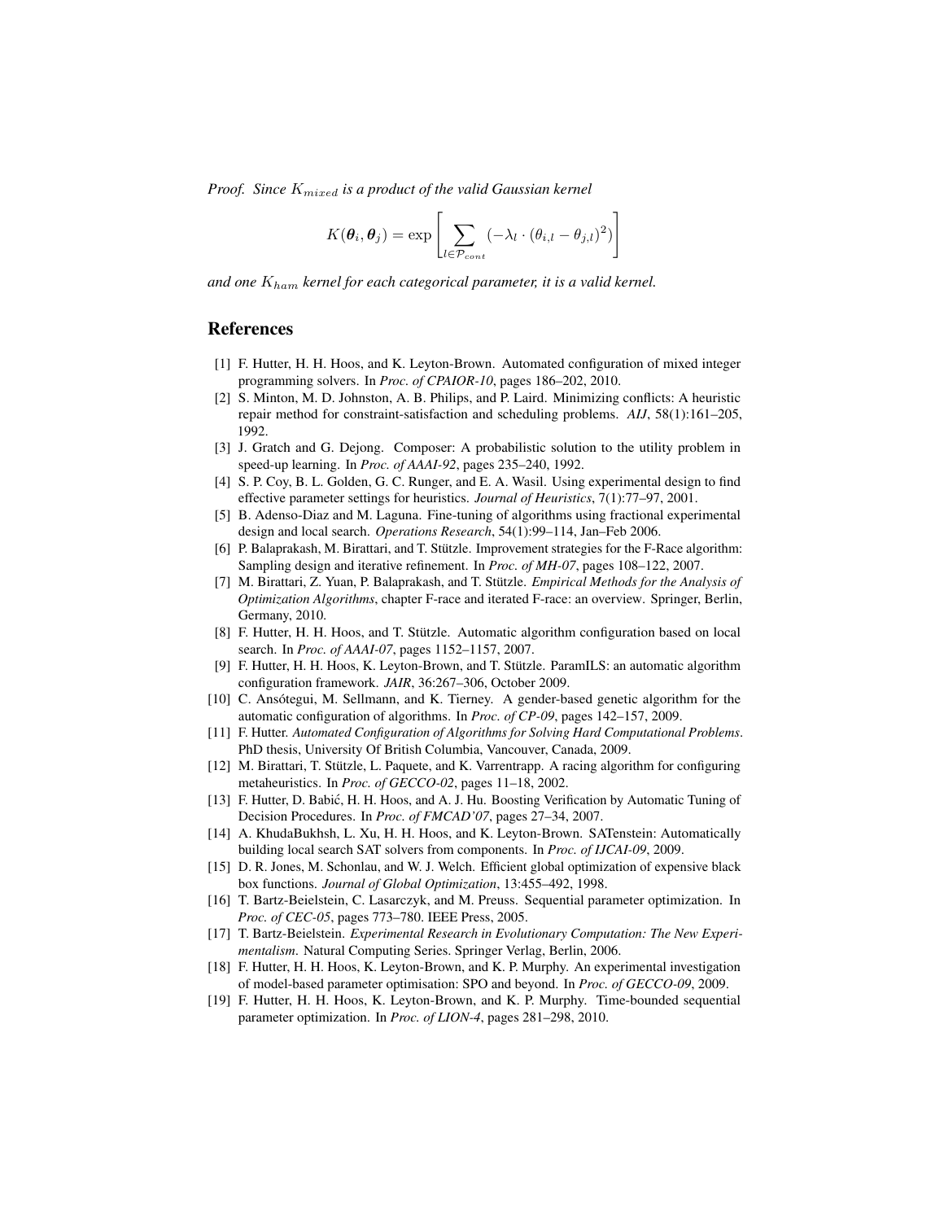*Proof. Since $K_{mixed}$ is a product of the valid Gaussian kernel*

$$K(\boldsymbol{\theta}_i, \boldsymbol{\theta}_j) = \exp\left[\sum_{l \in \mathcal{P}_{cont}} (-\lambda_l \cdot (\theta_{i,l} - \theta_{j,l})^2)\right]$$

*and one $K_{ham}$ kernel for each categorical parameter, it is a valid kernel.*

## References

[1] F. Hutter, H. H. Hoos, and K. Leyton-Brown. Automated configuration of mixed integer programming solvers. In *Proc. of CPAIOR-10*, pages 186–202, 2010.

[2] S. Minton, M. D. Johnston, A. B. Philips, and P. Laird. Minimizing conflicts: A heuristic repair method for constraint-satisfaction and scheduling problems. *AIJ*, 58(1):161–205, 1992.

[3] J. Gratch and G. Dejong. Composer: A probabilistic solution to the utility problem in speed-up learning. In *Proc. of AAAI-92*, pages 235–240, 1992.

[4] S. P. Coy, B. L. Golden, G. C. Runger, and E. A. Wasil. Using experimental design to find effective parameter settings for heuristics. *Journal of Heuristics*, 7(1):77–97, 2001.

[5] B. Adenso-Diaz and M. Laguna. Fine-tuning of algorithms using fractional experimental design and local search. *Operations Research*, 54(1):99–114, Jan–Feb 2006.

[6] P. Balaprakash, M. Birattari, and T. Stützle. Improvement strategies for the F-Race algorithm: Sampling design and iterative refinement. In *Proc. of MH-07*, pages 108–122, 2007.

[7] M. Birattari, Z. Yuan, P. Balaprakash, and T. Stützle. *Empirical Methods for the Analysis of Optimization Algorithms*, chapter F-race and iterated F-race: an overview. Springer, Berlin, Germany, 2010.

[8] F. Hutter, H. H. Hoos, and T. Stützle. Automatic algorithm configuration based on local search. In *Proc. of AAAI-07*, pages 1152–1157, 2007.

[9] F. Hutter, H. H. Hoos, K. Leyton-Brown, and T. Stützle. ParamILS: an automatic algorithm configuration framework. *JAIR*, 36:267–306, October 2009.

[10] C. Ansótegui, M. Sellmann, and K. Tierney. A gender-based genetic algorithm for the automatic configuration of algorithms. In *Proc. of CP-09*, pages 142–157, 2009.

[11] F. Hutter. *Automated Configuration of Algorithms for Solving Hard Computational Problems*. PhD thesis, University Of British Columbia, Vancouver, Canada, 2009.

[12] M. Birattari, T. Stützle, L. Paquete, and K. Varrentrapp. A racing algorithm for configuring metaheuristics. In *Proc. of GECCO-02*, pages 11–18, 2002.

[13] F. Hutter, D. Babić, H. H. Hoos, and A. J. Hu. Boosting Verification by Automatic Tuning of Decision Procedures. In *Proc. of FMCAD'07*, pages 27–34, 2007.

[14] A. KhudaBukhsh, L. Xu, H. H. Hoos, and K. Leyton-Brown. SATenstein: Automatically building local search SAT solvers from components. In *Proc. of IJCAI-09*, 2009.

[15] D. R. Jones, M. Schonlau, and W. J. Welch. Efficient global optimization of expensive black box functions. *Journal of Global Optimization*, 13:455–492, 1998.

[16] T. Bartz-Beielstein, C. Lasarczyk, and M. Preuss. Sequential parameter optimization. In *Proc. of CEC-05*, pages 773–780. IEEE Press, 2005.

[17] T. Bartz-Beielstein. *Experimental Research in Evolutionary Computation: The New Experimentalism*. Natural Computing Series. Springer Verlag, Berlin, 2006.

[18] F. Hutter, H. H. Hoos, K. Leyton-Brown, and K. P. Murphy. An experimental investigation of model-based parameter optimisation: SPO and beyond. In *Proc. of GECCO-09*, 2009.

[19] F. Hutter, H. H. Hoos, K. Leyton-Brown, and K. P. Murphy. Time-bounded sequential parameter optimization. In *Proc. of LION-4*, pages 281–298, 2010.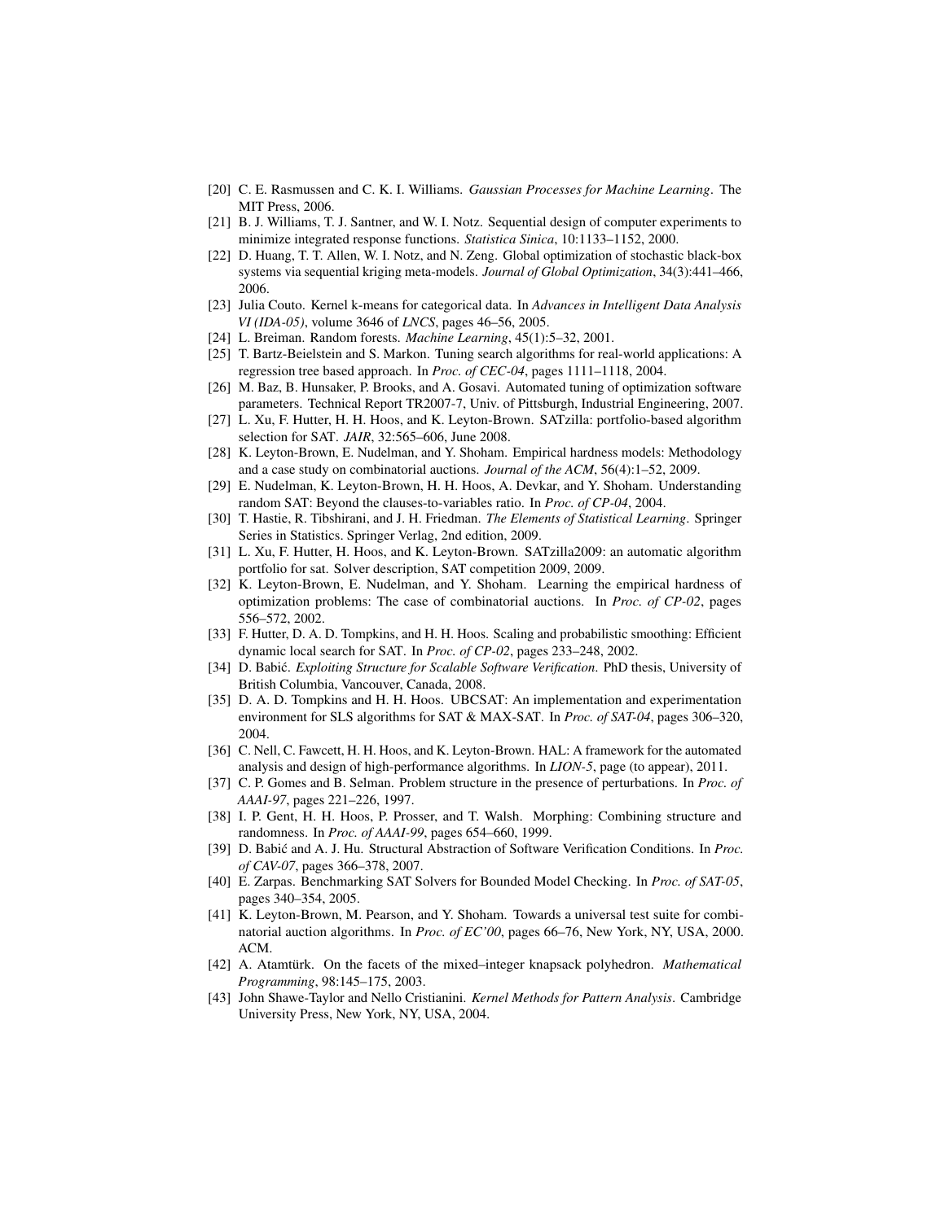[20] C. E. Rasmussen and C. K. I. Williams. *Gaussian Processes for Machine Learning*. The MIT Press, 2006.

[21] B. J. Williams, T. J. Santner, and W. I. Notz. Sequential design of computer experiments to minimize integrated response functions. *Statistica Sinica*, 10:1133–1152, 2000.

[22] D. Huang, T. T. Allen, W. I. Notz, and N. Zeng. Global optimization of stochastic black-box systems via sequential kriging meta-models. *Journal of Global Optimization*, 34(3):441–466, 2006.

[23] Julia Couto. Kernel k-means for categorical data. In *Advances in Intelligent Data Analysis VI (IDA-05)*, volume 3646 of *LNCS*, pages 46–56, 2005.

[24] L. Breiman. Random forests. *Machine Learning*, 45(1):5–32, 2001.

[25] T. Bartz-Beielstein and S. Markon. Tuning search algorithms for real-world applications: A regression tree based approach. In *Proc. of CEC-04*, pages 1111–1118, 2004.

[26] M. Baz, B. Hunsaker, P. Brooks, and A. Gosavi. Automated tuning of optimization software parameters. Technical Report TR2007-7, Univ. of Pittsburgh, Industrial Engineering, 2007.

[27] L. Xu, F. Hutter, H. H. Hoos, and K. Leyton-Brown. SATzilla: portfolio-based algorithm selection for SAT. *JAIR*, 32:565–606, June 2008.

[28] K. Leyton-Brown, E. Nudelman, and Y. Shoham. Empirical hardness models: Methodology and a case study on combinatorial auctions. *Journal of the ACM*, 56(4):1–52, 2009.

[29] E. Nudelman, K. Leyton-Brown, H. H. Hoos, A. Devkar, and Y. Shoham. Understanding random SAT: Beyond the clauses-to-variables ratio. In *Proc. of CP-04*, 2004.

[30] T. Hastie, R. Tibshirani, and J. H. Friedman. *The Elements of Statistical Learning*. Springer Series in Statistics. Springer Verlag, 2nd edition, 2009.

[31] L. Xu, F. Hutter, H. Hoos, and K. Leyton-Brown. SATzilla2009: an automatic algorithm portfolio for sat. Solver description, SAT competition 2009, 2009.

[32] K. Leyton-Brown, E. Nudelman, and Y. Shoham. Learning the empirical hardness of optimization problems: The case of combinatorial auctions. In *Proc. of CP-02*, pages 556–572, 2002.

[33] F. Hutter, D. A. D. Tompkins, and H. H. Hoos. Scaling and probabilistic smoothing: Efficient dynamic local search for SAT. In *Proc. of CP-02*, pages 233–248, 2002.

[34] D. Babić. *Exploiting Structure for Scalable Software Verification*. PhD thesis, University of British Columbia, Vancouver, Canada, 2008.

[35] D. A. D. Tompkins and H. H. Hoos. UBCSAT: An implementation and experimentation environment for SLS algorithms for SAT & MAX-SAT. In *Proc. of SAT-04*, pages 306–320, 2004.

[36] C. Nell, C. Fawcett, H. H. Hoos, and K. Leyton-Brown. HAL: A framework for the automated analysis and design of high-performance algorithms. In *LION-5*, page (to appear), 2011.

[37] C. P. Gomes and B. Selman. Problem structure in the presence of perturbations. In *Proc. of AAAI-97*, pages 221–226, 1997.

[38] I. P. Gent, H. H. Hoos, P. Prosser, and T. Walsh. Morphing: Combining structure and randomness. In *Proc. of AAAI-99*, pages 654–660, 1999.

[39] D. Babić and A. J. Hu. Structural Abstraction of Software Verification Conditions. In *Proc. of CAV-07*, pages 366–378, 2007.

[40] E. Zarpas. Benchmarking SAT Solvers for Bounded Model Checking. In *Proc. of SAT-05*, pages 340–354, 2005.

[41] K. Leyton-Brown, M. Pearson, and Y. Shoham. Towards a universal test suite for combinatorial auction algorithms. In *Proc. of EC'00*, pages 66–76, New York, NY, USA, 2000. ACM.

[42] A. Atamtürk. On the facets of the mixed–integer knapsack polyhedron. *Mathematical Programming*, 98:145–175, 2003.

[43] John Shawe-Taylor and Nello Cristianini. *Kernel Methods for Pattern Analysis*. Cambridge University Press, New York, NY, USA, 2004.